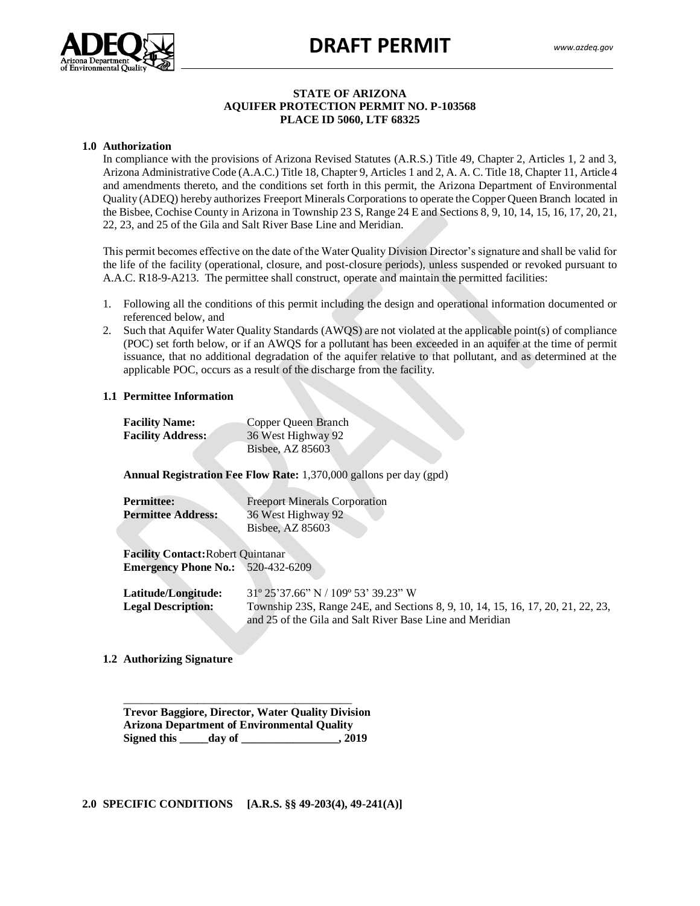# DRAFT PERMIT

**STATE OF ARIZONA**
**AQUIFER PROTECTION PERMIT NO. P-103568**
**PLACE ID 5060, LTF 68325**

## 1.0 Authorization

In compliance with the provisions of Arizona Revised Statutes (A.R.S.) Title 49, Chapter 2, Articles 1, 2 and 3, Arizona Administrative Code (A.A.C.) Title 18, Chapter 9, Articles 1 and 2, A. A. C. Title 18, Chapter 11, Article 4 and amendments thereto, and the conditions set forth in this permit, the Arizona Department of Environmental Quality (ADEQ) hereby authorizes Freeport Minerals Corporations to operate the Copper Queen Branch located in the Bisbee, Cochise County in Arizona in Township 23 S, Range 24 E and Sections 8, 9, 10, 14, 15, 16, 17, 20, 21, 22, 23, and 25 of the Gila and Salt River Base Line and Meridian.

This permit becomes effective on the date of the Water Quality Division Director's signature and shall be valid for the life of the facility (operational, closure, and post-closure periods), unless suspended or revoked pursuant to A.A.C. R18-9-A213. The permittee shall construct, operate and maintain the permitted facilities:

1. Following all the conditions of this permit including the design and operational information documented or referenced below, and
2. Such that Aquifer Water Quality Standards (AWQS) are not violated at the applicable point(s) of compliance (POC) set forth below, or if an AWQS for a pollutant has been exceeded in an aquifer at the time of permit issuance, that no additional degradation of the aquifer relative to that pollutant, and as determined at the applicable POC, occurs as a result of the discharge from the facility.

### 1.1 Permittee Information

**Facility Name:** Copper Queen Branch
**Facility Address:** 36 West Highway 92
Bisbee, AZ 85603

**Annual Registration Fee Flow Rate:** 1,370,000 gallons per day (gpd)

**Permittee:** Freeport Minerals Corporation
**Permittee Address:** 36 West Highway 92
Bisbee, AZ 85603

**Facility Contact:** Robert Quintanar
**Emergency Phone No.:** 520-432-6209

**Latitude/Longitude:** 31º 25'37.66" N / 109º 53' 39.23" W
**Legal Description:** Township 23S, Range 24E, and Sections 8, 9, 10, 14, 15, 16, 17, 20, 21, 22, 23, and 25 of the Gila and Salt River Base Line and Meridian

### 1.2 Authorizing Signature

_________________________________________

**Trevor Baggiore, Director, Water Quality Division**
**Arizona Department of Environmental Quality**
**Signed this _____day of _________________, 2019**

## 2.0 SPECIFIC CONDITIONS [A.R.S. §§ 49-203(4), 49-241(A)]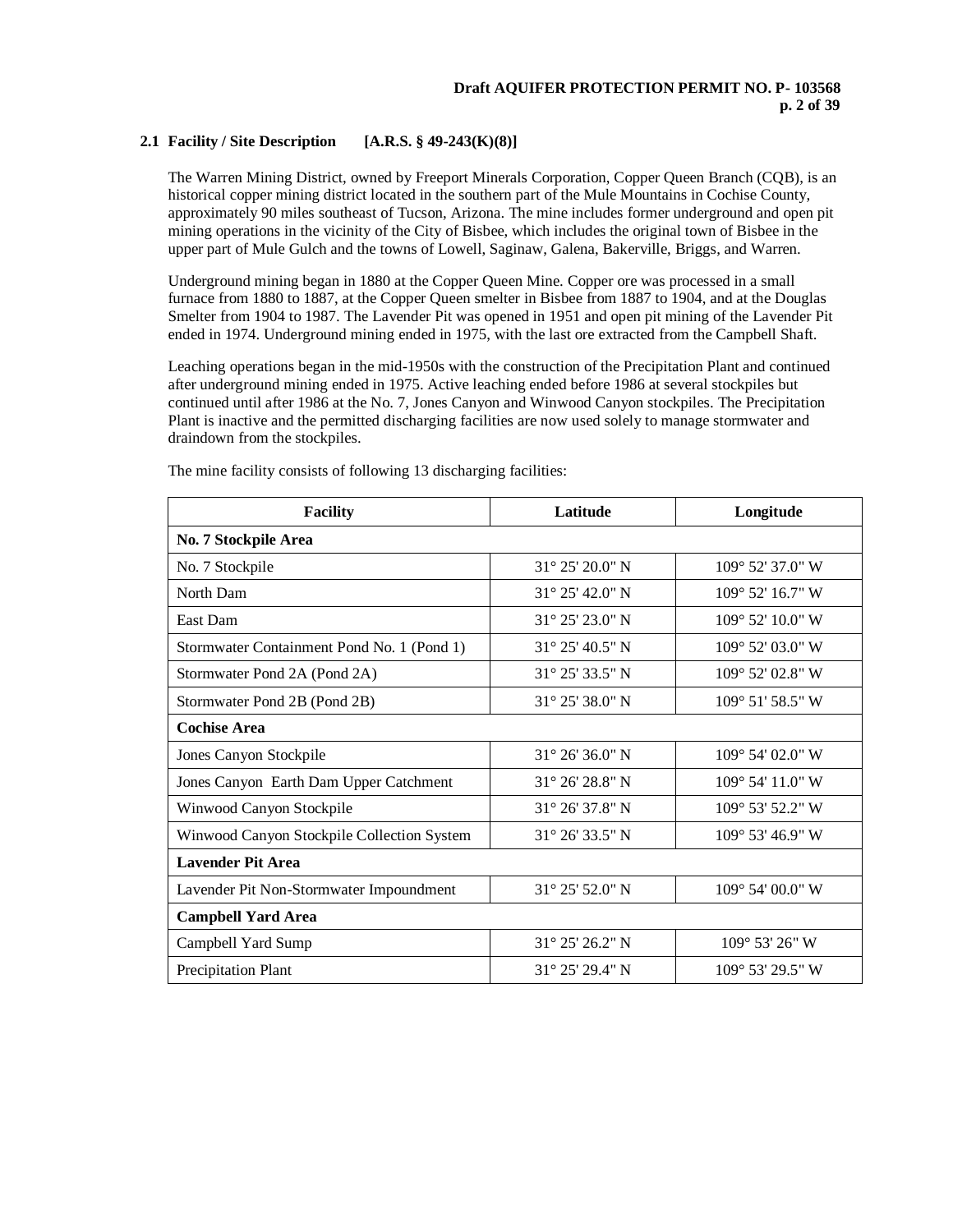### 2.1 Facility / Site Description [A.R.S. § 49-243(K)(8)]

The Warren Mining District, owned by Freeport Minerals Corporation, Copper Queen Branch (CQB), is an historical copper mining district located in the southern part of the Mule Mountains in Cochise County, approximately 90 miles southeast of Tucson, Arizona. The mine includes former underground and open pit mining operations in the vicinity of the City of Bisbee, which includes the original town of Bisbee in the upper part of Mule Gulch and the towns of Lowell, Saginaw, Galena, Bakerville, Briggs, and Warren.

Underground mining began in 1880 at the Copper Queen Mine. Copper ore was processed in a small furnace from 1880 to 1887, at the Copper Queen smelter in Bisbee from 1887 to 1904, and at the Douglas Smelter from 1904 to 1987. The Lavender Pit was opened in 1951 and open pit mining of the Lavender Pit ended in 1974. Underground mining ended in 1975, with the last ore extracted from the Campbell Shaft.

Leaching operations began in the mid-1950s with the construction of the Precipitation Plant and continued after underground mining ended in 1975. Active leaching ended before 1986 at several stockpiles but continued until after 1986 at the No. 7, Jones Canyon and Winwood Canyon stockpiles. The Precipitation Plant is inactive and the permitted discharging facilities are now used solely to manage stormwater and draindown from the stockpiles.

The mine facility consists of following 13 discharging facilities:

| Facility | Latitude | Longitude |
|---|---|---|
| **No. 7 Stockpile Area** | | |
| No. 7 Stockpile | 31° 25' 20.0" N | 109° 52' 37.0" W |
| North Dam | 31° 25' 42.0" N | 109° 52' 16.7" W |
| East Dam | 31° 25' 23.0" N | 109° 52' 10.0" W |
| Stormwater Containment Pond No. 1 (Pond 1) | 31° 25' 40.5" N | 109° 52' 03.0" W |
| Stormwater Pond 2A (Pond 2A) | 31° 25' 33.5" N | 109° 52' 02.8" W |
| Stormwater Pond 2B (Pond 2B) | 31° 25' 38.0" N | 109° 51' 58.5" W |
| **Cochise Area** | | |
| Jones Canyon Stockpile | 31° 26' 36.0" N | 109° 54' 02.0" W |
| Jones Canyon Earth Dam Upper Catchment | 31° 26' 28.8" N | 109° 54' 11.0" W |
| Winwood Canyon Stockpile | 31° 26' 37.8" N | 109° 53' 52.2" W |
| Winwood Canyon Stockpile Collection System | 31° 26' 33.5" N | 109° 53' 46.9" W |
| **Lavender Pit Area** | | |
| Lavender Pit Non-Stormwater Impoundment | 31° 25' 52.0" N | 109° 54' 00.0" W |
| **Campbell Yard Area** | | |
| Campbell Yard Sump | 31° 25' 26.2" N | 109° 53' 26" W |
| Precipitation Plant | 31° 25' 29.4" N | 109° 53' 29.5" W |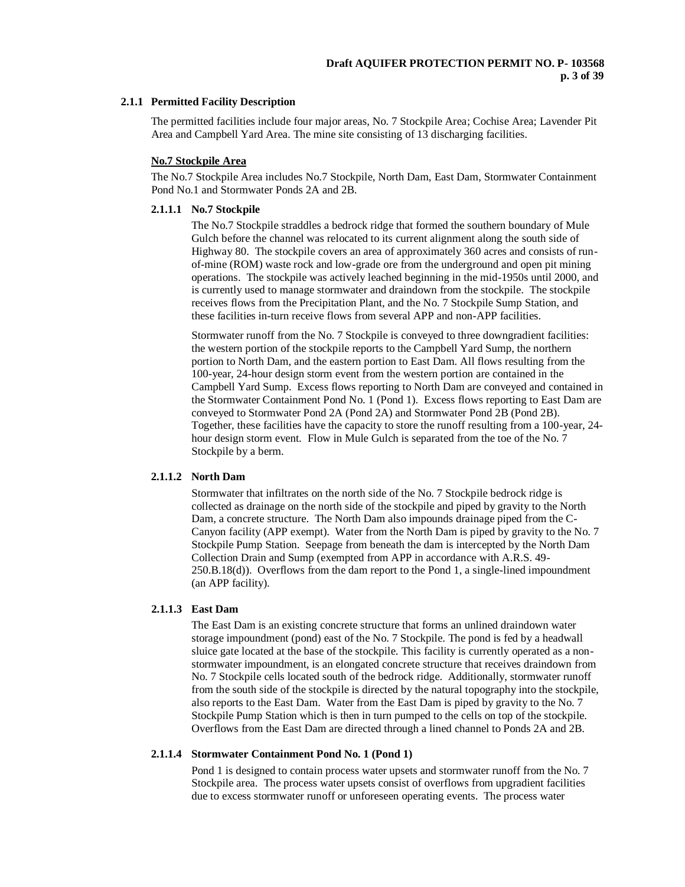### 2.1.1 Permitted Facility Description

The permitted facilities include four major areas, No. 7 Stockpile Area; Cochise Area; Lavender Pit Area and Campbell Yard Area. The mine site consisting of 13 discharging facilities.

**No.7 Stockpile Area**

The No.7 Stockpile Area includes No.7 Stockpile, North Dam, East Dam, Stormwater Containment Pond No.1 and Stormwater Ponds 2A and 2B.

#### 2.1.1.1 No.7 Stockpile

The No.7 Stockpile straddles a bedrock ridge that formed the southern boundary of Mule Gulch before the channel was relocated to its current alignment along the south side of Highway 80. The stockpile covers an area of approximately 360 acres and consists of run-of-mine (ROM) waste rock and low-grade ore from the underground and open pit mining operations. The stockpile was actively leached beginning in the mid-1950s until 2000, and is currently used to manage stormwater and draindown from the stockpile. The stockpile receives flows from the Precipitation Plant, and the No. 7 Stockpile Sump Station, and these facilities in-turn receive flows from several APP and non-APP facilities.

Stormwater runoff from the No. 7 Stockpile is conveyed to three downgradient facilities: the western portion of the stockpile reports to the Campbell Yard Sump, the northern portion to North Dam, and the eastern portion to East Dam. All flows resulting from the 100-year, 24-hour design storm event from the western portion are contained in the Campbell Yard Sump. Excess flows reporting to North Dam are conveyed and contained in the Stormwater Containment Pond No. 1 (Pond 1). Excess flows reporting to East Dam are conveyed to Stormwater Pond 2A (Pond 2A) and Stormwater Pond 2B (Pond 2B). Together, these facilities have the capacity to store the runoff resulting from a 100-year, 24-hour design storm event. Flow in Mule Gulch is separated from the toe of the No. 7 Stockpile by a berm.

#### 2.1.1.2 North Dam

Stormwater that infiltrates on the north side of the No. 7 Stockpile bedrock ridge is collected as drainage on the north side of the stockpile and piped by gravity to the North Dam, a concrete structure. The North Dam also impounds drainage piped from the C-Canyon facility (APP exempt). Water from the North Dam is piped by gravity to the No. 7 Stockpile Pump Station. Seepage from beneath the dam is intercepted by the North Dam Collection Drain and Sump (exempted from APP in accordance with A.R.S. 49-250.B.18(d)). Overflows from the dam report to the Pond 1, a single-lined impoundment (an APP facility).

#### 2.1.1.3 East Dam

The East Dam is an existing concrete structure that forms an unlined draindown water storage impoundment (pond) east of the No. 7 Stockpile. The pond is fed by a headwall sluice gate located at the base of the stockpile. This facility is currently operated as a non-stormwater impoundment, is an elongated concrete structure that receives draindown from No. 7 Stockpile cells located south of the bedrock ridge. Additionally, stormwater runoff from the south side of the stockpile is directed by the natural topography into the stockpile, also reports to the East Dam. Water from the East Dam is piped by gravity to the No. 7 Stockpile Pump Station which is then in turn pumped to the cells on top of the stockpile. Overflows from the East Dam are directed through a lined channel to Ponds 2A and 2B.

#### 2.1.1.4 Stormwater Containment Pond No. 1 (Pond 1)

Pond 1 is designed to contain process water upsets and stormwater runoff from the No. 7 Stockpile area. The process water upsets consist of overflows from upgradient facilities due to excess stormwater runoff or unforeseen operating events. The process water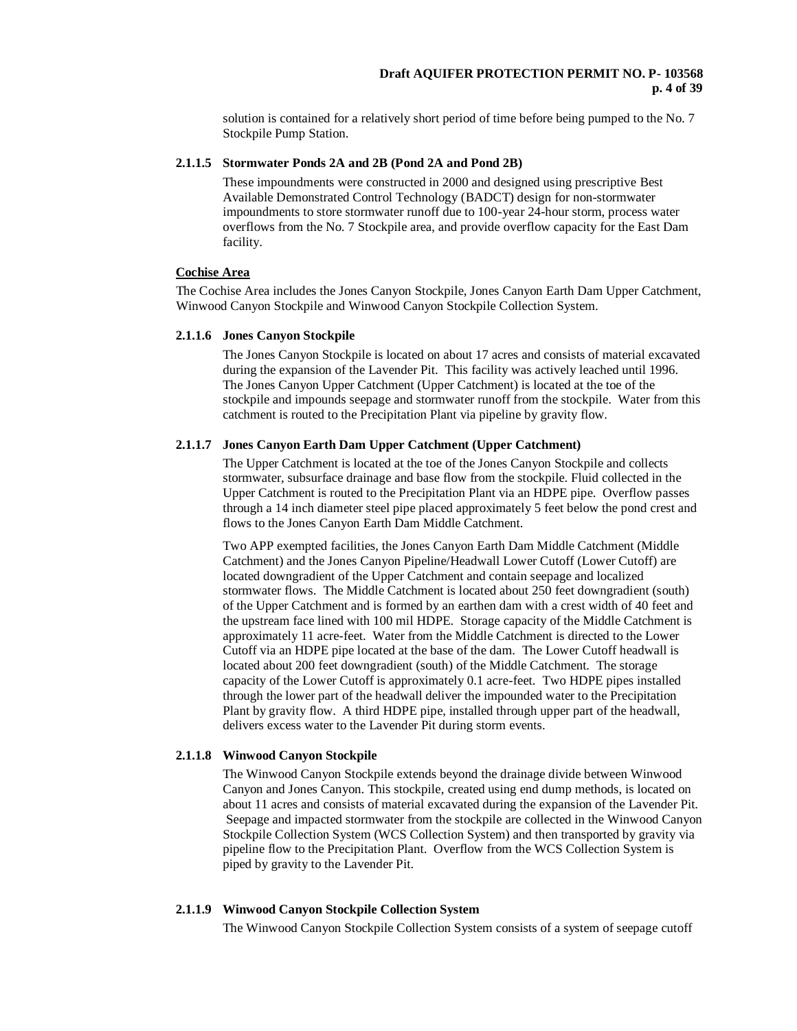solution is contained for a relatively short period of time before being pumped to the No. 7 Stockpile Pump Station.

#### 2.1.1.5 Stormwater Ponds 2A and 2B (Pond 2A and Pond 2B)

These impoundments were constructed in 2000 and designed using prescriptive Best Available Demonstrated Control Technology (BADCT) design for non-stormwater impoundments to store stormwater runoff due to 100-year 24-hour storm, process water overflows from the No. 7 Stockpile area, and provide overflow capacity for the East Dam facility.

<u>Cochise Area</u>

The Cochise Area includes the Jones Canyon Stockpile, Jones Canyon Earth Dam Upper Catchment, Winwood Canyon Stockpile and Winwood Canyon Stockpile Collection System.

#### 2.1.1.6 Jones Canyon Stockpile

The Jones Canyon Stockpile is located on about 17 acres and consists of material excavated during the expansion of the Lavender Pit. This facility was actively leached until 1996. The Jones Canyon Upper Catchment (Upper Catchment) is located at the toe of the stockpile and impounds seepage and stormwater runoff from the stockpile. Water from this catchment is routed to the Precipitation Plant via pipeline by gravity flow.

#### 2.1.1.7 Jones Canyon Earth Dam Upper Catchment (Upper Catchment)

The Upper Catchment is located at the toe of the Jones Canyon Stockpile and collects stormwater, subsurface drainage and base flow from the stockpile. Fluid collected in the Upper Catchment is routed to the Precipitation Plant via an HDPE pipe. Overflow passes through a 14 inch diameter steel pipe placed approximately 5 feet below the pond crest and flows to the Jones Canyon Earth Dam Middle Catchment.

Two APP exempted facilities, the Jones Canyon Earth Dam Middle Catchment (Middle Catchment) and the Jones Canyon Pipeline/Headwall Lower Cutoff (Lower Cutoff) are located downgradient of the Upper Catchment and contain seepage and localized stormwater flows. The Middle Catchment is located about 250 feet downgradient (south) of the Upper Catchment and is formed by an earthen dam with a crest width of 40 feet and the upstream face lined with 100 mil HDPE. Storage capacity of the Middle Catchment is approximately 11 acre-feet. Water from the Middle Catchment is directed to the Lower Cutoff via an HDPE pipe located at the base of the dam. The Lower Cutoff headwall is located about 200 feet downgradient (south) of the Middle Catchment. The storage capacity of the Lower Cutoff is approximately 0.1 acre-feet. Two HDPE pipes installed through the lower part of the headwall deliver the impounded water to the Precipitation Plant by gravity flow. A third HDPE pipe, installed through upper part of the headwall, delivers excess water to the Lavender Pit during storm events.

#### 2.1.1.8 Winwood Canyon Stockpile

The Winwood Canyon Stockpile extends beyond the drainage divide between Winwood Canyon and Jones Canyon. This stockpile, created using end dump methods, is located on about 11 acres and consists of material excavated during the expansion of the Lavender Pit. Seepage and impacted stormwater from the stockpile are collected in the Winwood Canyon Stockpile Collection System (WCS Collection System) and then transported by gravity via pipeline flow to the Precipitation Plant. Overflow from the WCS Collection System is piped by gravity to the Lavender Pit.

#### 2.1.1.9 Winwood Canyon Stockpile Collection System

The Winwood Canyon Stockpile Collection System consists of a system of seepage cutoff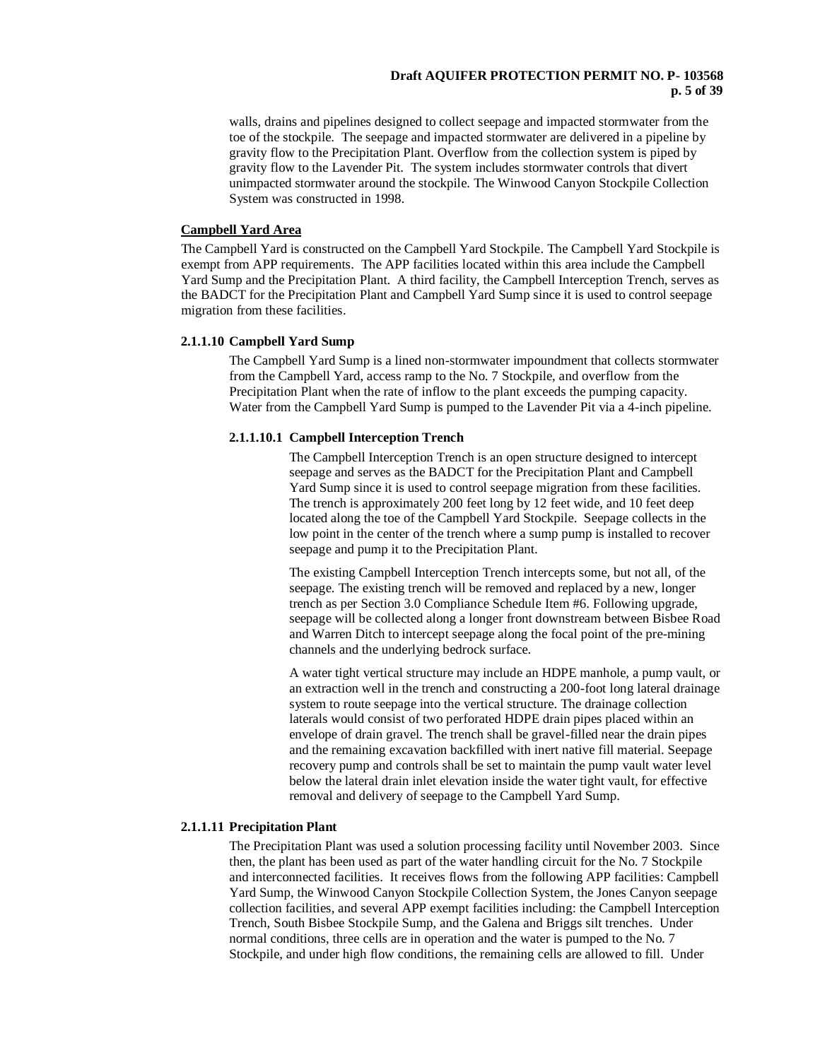walls, drains and pipelines designed to collect seepage and impacted stormwater from the toe of the stockpile. The seepage and impacted stormwater are delivered in a pipeline by gravity flow to the Precipitation Plant. Overflow from the collection system is piped by gravity flow to the Lavender Pit. The system includes stormwater controls that divert unimpacted stormwater around the stockpile. The Winwood Canyon Stockpile Collection System was constructed in 1998.

**Campbell Yard Area**

The Campbell Yard is constructed on the Campbell Yard Stockpile. The Campbell Yard Stockpile is exempt from APP requirements. The APP facilities located within this area include the Campbell Yard Sump and the Precipitation Plant. A third facility, the Campbell Interception Trench, serves as the BADCT for the Precipitation Plant and Campbell Yard Sump since it is used to control seepage migration from these facilities.

### 2.1.1.10 Campbell Yard Sump

The Campbell Yard Sump is a lined non-stormwater impoundment that collects stormwater from the Campbell Yard, access ramp to the No. 7 Stockpile, and overflow from the Precipitation Plant when the rate of inflow to the plant exceeds the pumping capacity. Water from the Campbell Yard Sump is pumped to the Lavender Pit via a 4-inch pipeline.

#### 2.1.1.10.1 Campbell Interception Trench

The Campbell Interception Trench is an open structure designed to intercept seepage and serves as the BADCT for the Precipitation Plant and Campbell Yard Sump since it is used to control seepage migration from these facilities. The trench is approximately 200 feet long by 12 feet wide, and 10 feet deep located along the toe of the Campbell Yard Stockpile. Seepage collects in the low point in the center of the trench where a sump pump is installed to recover seepage and pump it to the Precipitation Plant.

The existing Campbell Interception Trench intercepts some, but not all, of the seepage. The existing trench will be removed and replaced by a new, longer trench as per Section 3.0 Compliance Schedule Item #6. Following upgrade, seepage will be collected along a longer front downstream between Bisbee Road and Warren Ditch to intercept seepage along the focal point of the pre-mining channels and the underlying bedrock surface.

A water tight vertical structure may include an HDPE manhole, a pump vault, or an extraction well in the trench and constructing a 200-foot long lateral drainage system to route seepage into the vertical structure. The drainage collection laterals would consist of two perforated HDPE drain pipes placed within an envelope of drain gravel. The trench shall be gravel-filled near the drain pipes and the remaining excavation backfilled with inert native fill material. Seepage recovery pump and controls shall be set to maintain the pump vault water level below the lateral drain inlet elevation inside the water tight vault, for effective removal and delivery of seepage to the Campbell Yard Sump.

### 2.1.1.11 Precipitation Plant

The Precipitation Plant was used a solution processing facility until November 2003. Since then, the plant has been used as part of the water handling circuit for the No. 7 Stockpile and interconnected facilities. It receives flows from the following APP facilities: Campbell Yard Sump, the Winwood Canyon Stockpile Collection System, the Jones Canyon seepage collection facilities, and several APP exempt facilities including: the Campbell Interception Trench, South Bisbee Stockpile Sump, and the Galena and Briggs silt trenches. Under normal conditions, three cells are in operation and the water is pumped to the No. 7 Stockpile, and under high flow conditions, the remaining cells are allowed to fill. Under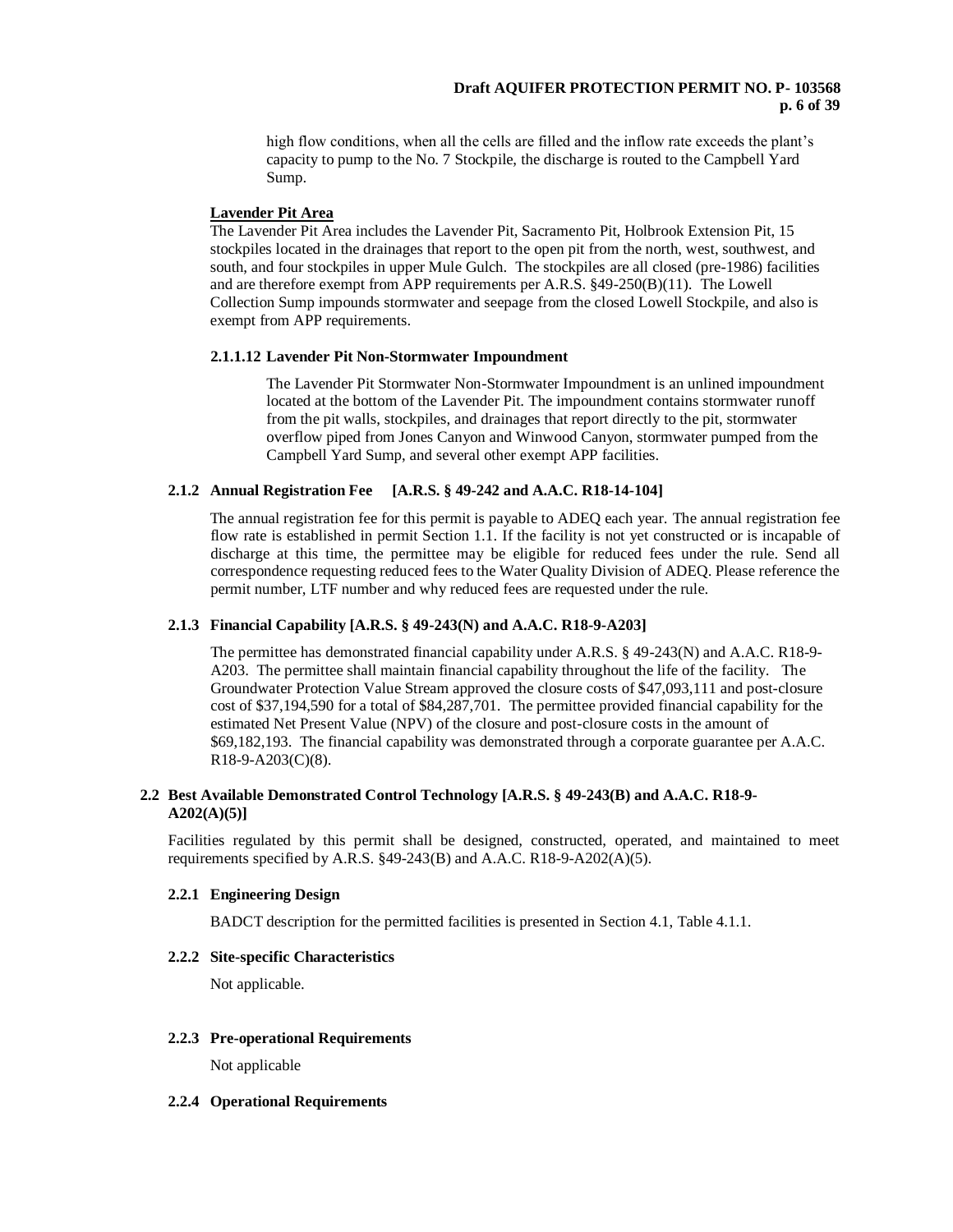high flow conditions, when all the cells are filled and the inflow rate exceeds the plant's capacity to pump to the No. 7 Stockpile, the discharge is routed to the Campbell Yard Sump.

**Lavender Pit Area**

The Lavender Pit Area includes the Lavender Pit, Sacramento Pit, Holbrook Extension Pit, 15 stockpiles located in the drainages that report to the open pit from the north, west, southwest, and south, and four stockpiles in upper Mule Gulch. The stockpiles are all closed (pre-1986) facilities and are therefore exempt from APP requirements per A.R.S. §49-250(B)(11). The Lowell Collection Sump impounds stormwater and seepage from the closed Lowell Stockpile, and also is exempt from APP requirements.

#### 2.1.1.12 Lavender Pit Non-Stormwater Impoundment

The Lavender Pit Stormwater Non-Stormwater Impoundment is an unlined impoundment located at the bottom of the Lavender Pit. The impoundment contains stormwater runoff from the pit walls, stockpiles, and drainages that report directly to the pit, stormwater overflow piped from Jones Canyon and Winwood Canyon, stormwater pumped from the Campbell Yard Sump, and several other exempt APP facilities.

### 2.1.2 Annual Registration Fee [A.R.S. § 49-242 and A.A.C. R18-14-104]

The annual registration fee for this permit is payable to ADEQ each year. The annual registration fee flow rate is established in permit Section 1.1. If the facility is not yet constructed or is incapable of discharge at this time, the permittee may be eligible for reduced fees under the rule. Send all correspondence requesting reduced fees to the Water Quality Division of ADEQ. Please reference the permit number, LTF number and why reduced fees are requested under the rule.

### 2.1.3 Financial Capability [A.R.S. § 49-243(N) and A.A.C. R18-9-A203]

The permittee has demonstrated financial capability under A.R.S. § 49-243(N) and A.A.C. R18-9-A203. The permittee shall maintain financial capability throughout the life of the facility. The Groundwater Protection Value Stream approved the closure costs of $47,093,111 and post-closure cost of $37,194,590 for a total of $84,287,701. The permittee provided financial capability for the estimated Net Present Value (NPV) of the closure and post-closure costs in the amount of $69,182,193. The financial capability was demonstrated through a corporate guarantee per A.A.C. R18-9-A203(C)(8).

## 2.2 Best Available Demonstrated Control Technology [A.R.S. § 49-243(B) and A.A.C. R18-9-A202(A)(5)]

Facilities regulated by this permit shall be designed, constructed, operated, and maintained to meet requirements specified by A.R.S. §49-243(B) and A.A.C. R18-9-A202(A)(5).

### 2.2.1 Engineering Design

BADCT description for the permitted facilities is presented in Section 4.1, Table 4.1.1.

### 2.2.2 Site-specific Characteristics

Not applicable.

### 2.2.3 Pre-operational Requirements

Not applicable

### 2.2.4 Operational Requirements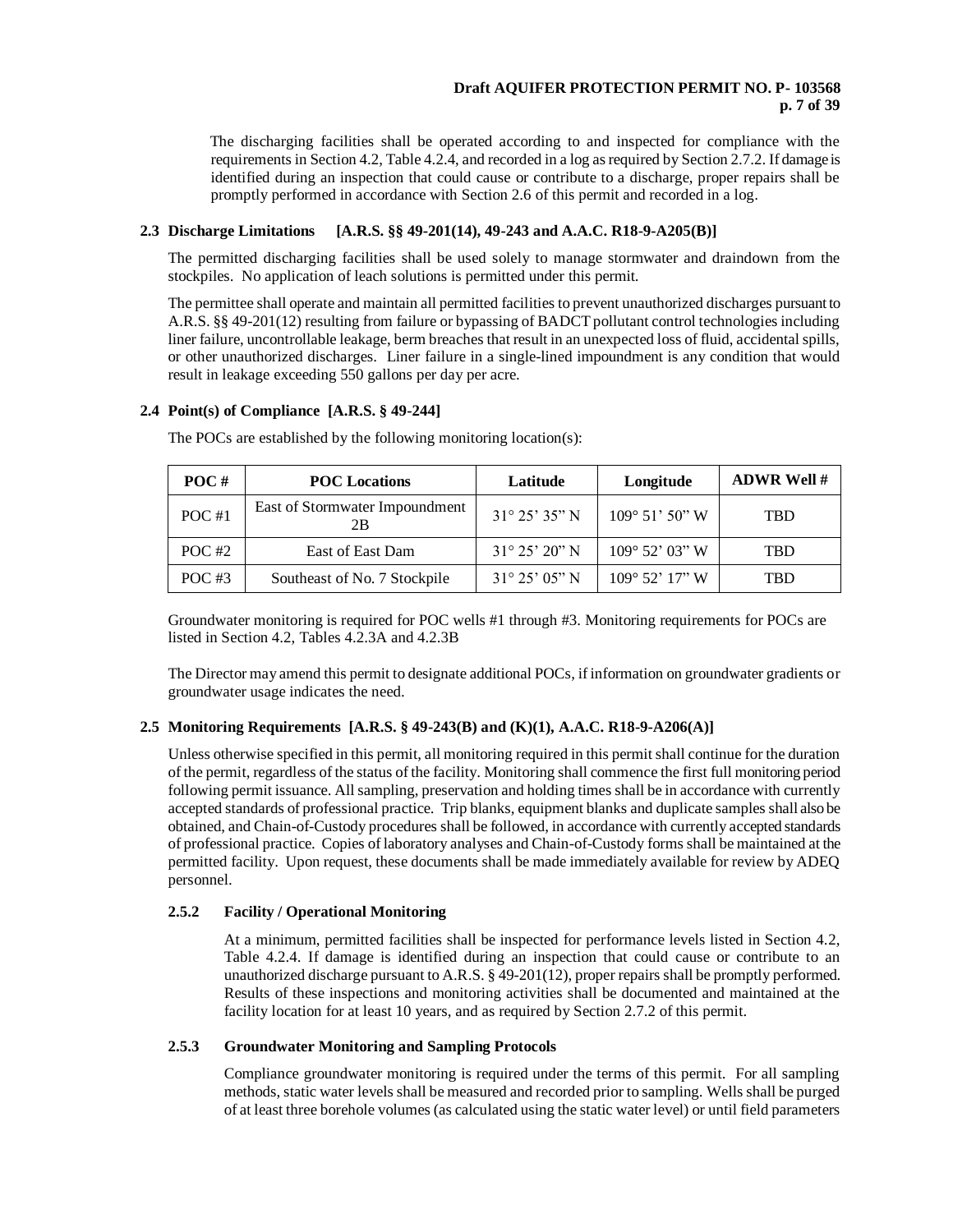The discharging facilities shall be operated according to and inspected for compliance with the requirements in Section 4.2, Table 4.2.4, and recorded in a log as required by Section 2.7.2. If damage is identified during an inspection that could cause or contribute to a discharge, proper repairs shall be promptly performed in accordance with Section 2.6 of this permit and recorded in a log.

### 2.3 Discharge Limitations [A.R.S. §§ 49-201(14), 49-243 and A.A.C. R18-9-A205(B)]

The permitted discharging facilities shall be used solely to manage stormwater and draindown from the stockpiles. No application of leach solutions is permitted under this permit.

The permittee shall operate and maintain all permitted facilities to prevent unauthorized discharges pursuant to A.R.S. §§ 49-201(12) resulting from failure or bypassing of BADCT pollutant control technologies including liner failure, uncontrollable leakage, berm breaches that result in an unexpected loss of fluid, accidental spills, or other unauthorized discharges. Liner failure in a single-lined impoundment is any condition that would result in leakage exceeding 550 gallons per day per acre.

### 2.4 Point(s) of Compliance [A.R.S. § 49-244]

The POCs are established by the following monitoring location(s):

| POC # | POC Locations | Latitude | Longitude | ADWR Well # |
|---|---|---|---|---|
| POC #1 | East of Stormwater Impoundment 2B | 31° 25’ 35” N | 109° 51’ 50” W | TBD |
| POC #2 | East of East Dam | 31° 25’ 20” N | 109° 52’ 03” W | TBD |
| POC #3 | Southeast of No. 7 Stockpile | 31° 25’ 05” N | 109° 52’ 17” W | TBD |

Groundwater monitoring is required for POC wells #1 through #3. Monitoring requirements for POCs are listed in Section 4.2, Tables 4.2.3A and 4.2.3B

The Director may amend this permit to designate additional POCs, if information on groundwater gradients or groundwater usage indicates the need.

### 2.5 Monitoring Requirements [A.R.S. § 49-243(B) and (K)(1), A.A.C. R18-9-A206(A)]

Unless otherwise specified in this permit, all monitoring required in this permit shall continue for the duration of the permit, regardless of the status of the facility. Monitoring shall commence the first full monitoring period following permit issuance. All sampling, preservation and holding times shall be in accordance with currently accepted standards of professional practice. Trip blanks, equipment blanks and duplicate samples shall also be obtained, and Chain-of-Custody procedures shall be followed, in accordance with currently accepted standards of professional practice. Copies of laboratory analyses and Chain-of-Custody forms shall be maintained at the permitted facility. Upon request, these documents shall be made immediately available for review by ADEQ personnel.

#### 2.5.2 Facility / Operational Monitoring

At a minimum, permitted facilities shall be inspected for performance levels listed in Section 4.2, Table 4.2.4. If damage is identified during an inspection that could cause or contribute to an unauthorized discharge pursuant to A.R.S. § 49-201(12), proper repairs shall be promptly performed. Results of these inspections and monitoring activities shall be documented and maintained at the facility location for at least 10 years, and as required by Section 2.7.2 of this permit.

#### 2.5.3 Groundwater Monitoring and Sampling Protocols

Compliance groundwater monitoring is required under the terms of this permit. For all sampling methods, static water levels shall be measured and recorded prior to sampling. Wells shall be purged of at least three borehole volumes (as calculated using the static water level) or until field parameters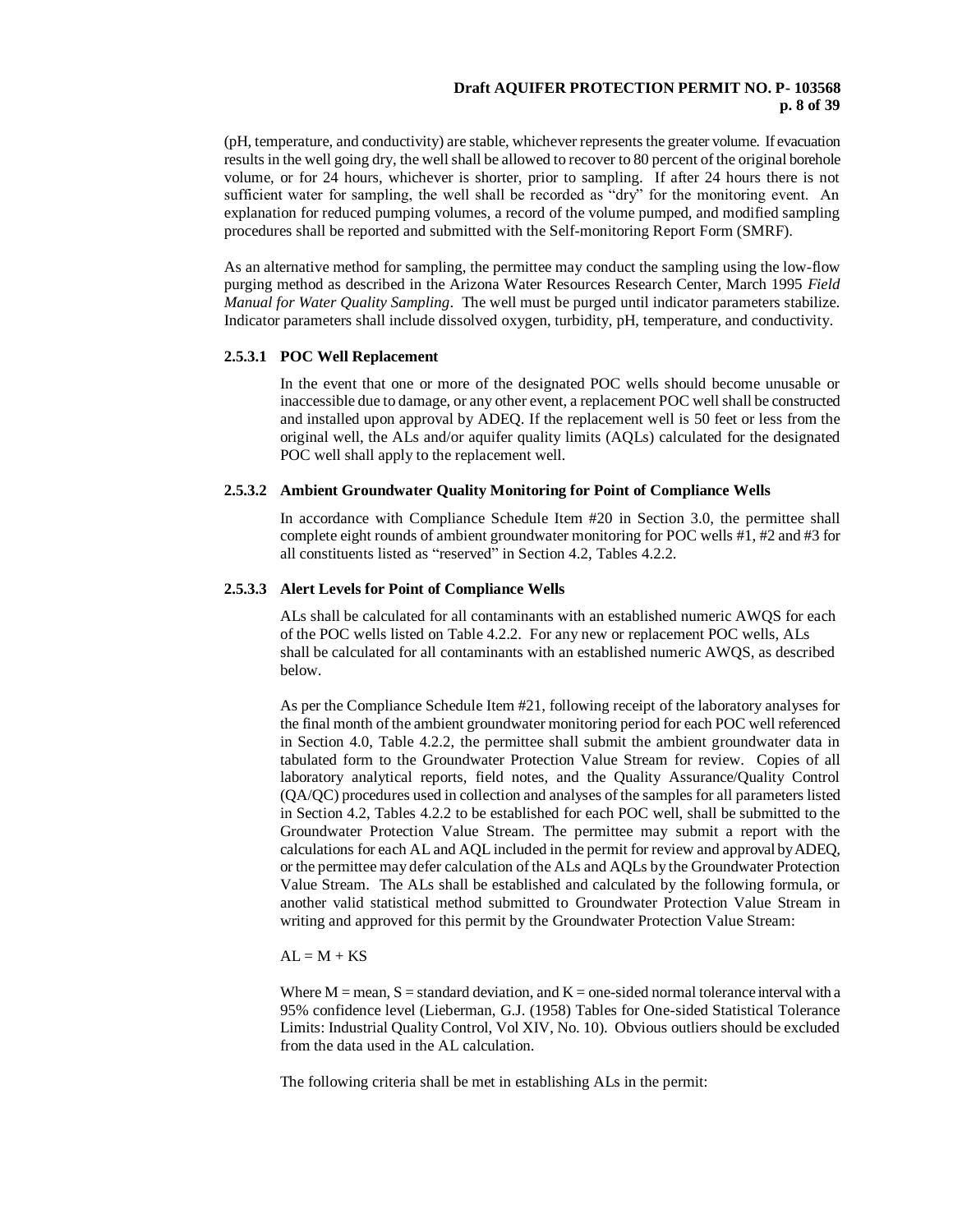(pH, temperature, and conductivity) are stable, whichever represents the greater volume. If evacuation results in the well going dry, the well shall be allowed to recover to 80 percent of the original borehole volume, or for 24 hours, whichever is shorter, prior to sampling. If after 24 hours there is not sufficient water for sampling, the well shall be recorded as "dry" for the monitoring event. An explanation for reduced pumping volumes, a record of the volume pumped, and modified sampling procedures shall be reported and submitted with the Self-monitoring Report Form (SMRF).

As an alternative method for sampling, the permittee may conduct the sampling using the low-flow purging method as described in the Arizona Water Resources Research Center, March 1995 *Field Manual for Water Quality Sampling*. The well must be purged until indicator parameters stabilize. Indicator parameters shall include dissolved oxygen, turbidity, pH, temperature, and conductivity.

#### 2.5.3.1 POC Well Replacement

In the event that one or more of the designated POC wells should become unusable or inaccessible due to damage, or any other event, a replacement POC well shall be constructed and installed upon approval by ADEQ. If the replacement well is 50 feet or less from the original well, the ALs and/or aquifer quality limits (AQLs) calculated for the designated POC well shall apply to the replacement well.

#### 2.5.3.2 Ambient Groundwater Quality Monitoring for Point of Compliance Wells

In accordance with Compliance Schedule Item #20 in Section 3.0, the permittee shall complete eight rounds of ambient groundwater monitoring for POC wells #1, #2 and #3 for all constituents listed as "reserved" in Section 4.2, Tables 4.2.2.

#### 2.5.3.3 Alert Levels for Point of Compliance Wells

ALs shall be calculated for all contaminants with an established numeric AWQS for each of the POC wells listed on Table 4.2.2. For any new or replacement POC wells, ALs shall be calculated for all contaminants with an established numeric AWQS, as described below.

As per the Compliance Schedule Item #21, following receipt of the laboratory analyses for the final month of the ambient groundwater monitoring period for each POC well referenced in Section 4.0, Table 4.2.2, the permittee shall submit the ambient groundwater data in tabulated form to the Groundwater Protection Value Stream for review. Copies of all laboratory analytical reports, field notes, and the Quality Assurance/Quality Control (QA/QC) procedures used in collection and analyses of the samples for all parameters listed in Section 4.2, Tables 4.2.2 to be established for each POC well, shall be submitted to the Groundwater Protection Value Stream. The permittee may submit a report with the calculations for each AL and AQL included in the permit for review and approval by ADEQ, or the permittee may defer calculation of the ALs and AQLs by the Groundwater Protection Value Stream. The ALs shall be established and calculated by the following formula, or another valid statistical method submitted to Groundwater Protection Value Stream in writing and approved for this permit by the Groundwater Protection Value Stream:

$AL = M + KS$

Where $M$ = mean, $S$ = standard deviation, and $K$ = one-sided normal tolerance interval with a 95% confidence level (Lieberman, G.J. (1958) Tables for One-sided Statistical Tolerance Limits: Industrial Quality Control, Vol XIV, No. 10). Obvious outliers should be excluded from the data used in the AL calculation.

The following criteria shall be met in establishing ALs in the permit: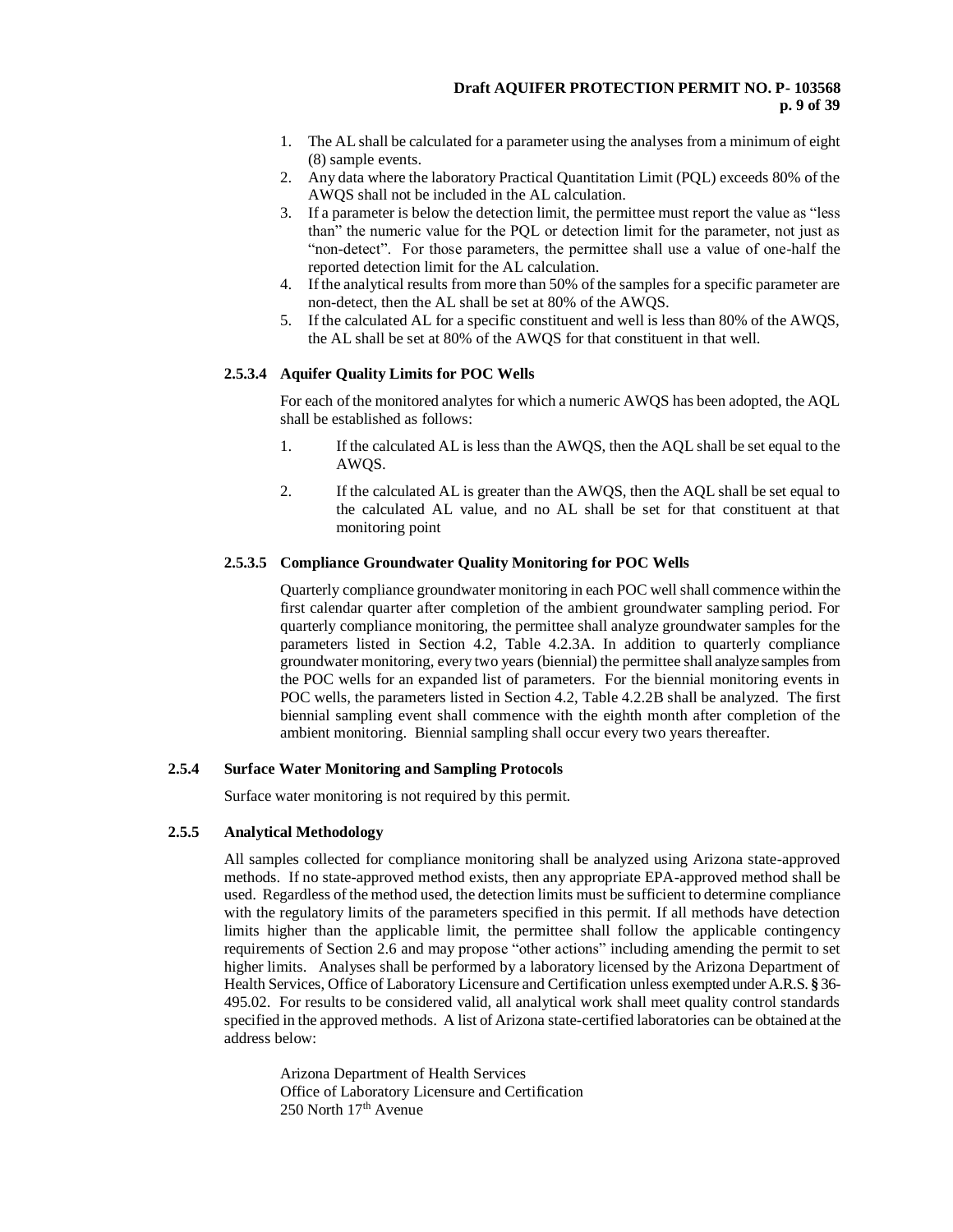1. The AL shall be calculated for a parameter using the analyses from a minimum of eight (8) sample events.
2. Any data where the laboratory Practical Quantitation Limit (PQL) exceeds 80% of the AWQS shall not be included in the AL calculation.
3. If a parameter is below the detection limit, the permittee must report the value as "less than" the numeric value for the PQL or detection limit for the parameter, not just as "non-detect". For those parameters, the permittee shall use a value of one-half the reported detection limit for the AL calculation.
4. If the analytical results from more than 50% of the samples for a specific parameter are non-detect, then the AL shall be set at 80% of the AWQS.
5. If the calculated AL for a specific constituent and well is less than 80% of the AWQS, the AL shall be set at 80% of the AWQS for that constituent in that well.

#### 2.5.3.4 Aquifer Quality Limits for POC Wells

For each of the monitored analytes for which a numeric AWQS has been adopted, the AQL shall be established as follows:

1. If the calculated AL is less than the AWQS, then the AQL shall be set equal to the AWQS.
2. If the calculated AL is greater than the AWQS, then the AQL shall be set equal to the calculated AL value, and no AL shall be set for that constituent at that monitoring point

#### 2.5.3.5 Compliance Groundwater Quality Monitoring for POC Wells

Quarterly compliance groundwater monitoring in each POC well shall commence within the first calendar quarter after completion of the ambient groundwater sampling period. For quarterly compliance monitoring, the permittee shall analyze groundwater samples for the parameters listed in Section 4.2, Table 4.2.3A. In addition to quarterly compliance groundwater monitoring, every two years (biennial) the permittee shall analyze samples from the POC wells for an expanded list of parameters. For the biennial monitoring events in POC wells, the parameters listed in Section 4.2, Table 4.2.2B shall be analyzed. The first biennial sampling event shall commence with the eighth month after completion of the ambient monitoring. Biennial sampling shall occur every two years thereafter.

### 2.5.4 Surface Water Monitoring and Sampling Protocols

Surface water monitoring is not required by this permit.

### 2.5.5 Analytical Methodology

All samples collected for compliance monitoring shall be analyzed using Arizona state-approved methods. If no state-approved method exists, then any appropriate EPA-approved method shall be used. Regardless of the method used, the detection limits must be sufficient to determine compliance with the regulatory limits of the parameters specified in this permit. If all methods have detection limits higher than the applicable limit, the permittee shall follow the applicable contingency requirements of Section 2.6 and may propose "other actions" including amending the permit to set higher limits. Analyses shall be performed by a laboratory licensed by the Arizona Department of Health Services, Office of Laboratory Licensure and Certification unless exempted under A.R.S. § 36-495.02. For results to be considered valid, all analytical work shall meet quality control standards specified in the approved methods. A list of Arizona state-certified laboratories can be obtained at the address below:

Arizona Department of Health Services
Office of Laboratory Licensure and Certification
250 North 17th Avenue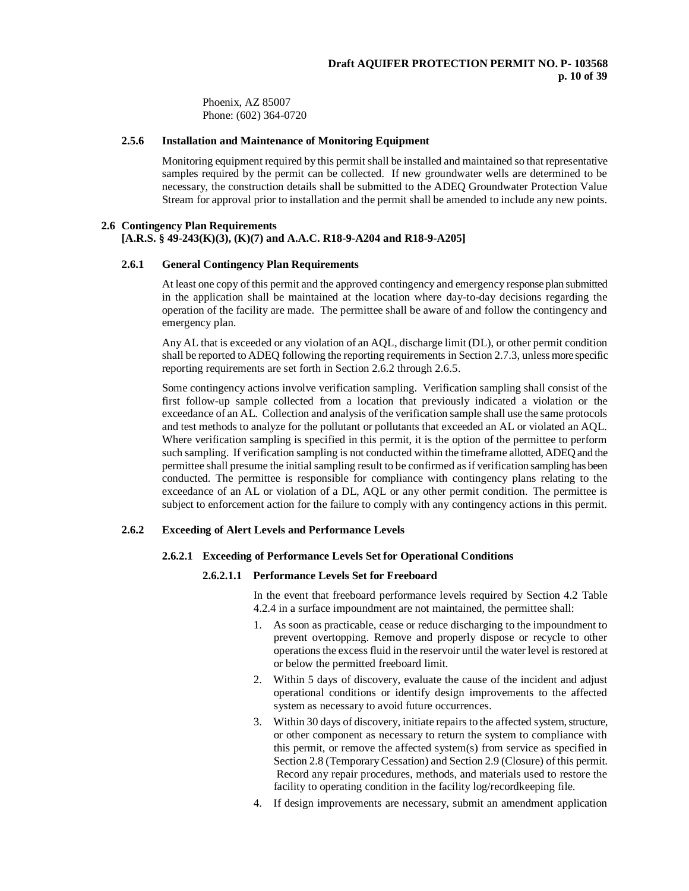Phoenix, AZ 85007
Phone: (602) 364-0720

#### 2.5.6 Installation and Maintenance of Monitoring Equipment

Monitoring equipment required by this permit shall be installed and maintained so that representative samples required by the permit can be collected. If new groundwater wells are determined to be necessary, the construction details shall be submitted to the ADEQ Groundwater Protection Value Stream for approval prior to installation and the permit shall be amended to include any new points.

### 2.6 Contingency Plan Requirements [A.R.S. § 49-243(K)(3), (K)(7) and A.A.C. R18-9-A204 and R18-9-A205]

#### 2.6.1 General Contingency Plan Requirements

At least one copy of this permit and the approved contingency and emergency response plan submitted in the application shall be maintained at the location where day-to-day decisions regarding the operation of the facility are made. The permittee shall be aware of and follow the contingency and emergency plan.

Any AL that is exceeded or any violation of an AQL, discharge limit (DL), or other permit condition shall be reported to ADEQ following the reporting requirements in Section 2.7.3, unless more specific reporting requirements are set forth in Section 2.6.2 through 2.6.5.

Some contingency actions involve verification sampling. Verification sampling shall consist of the first follow-up sample collected from a location that previously indicated a violation or the exceedance of an AL. Collection and analysis of the verification sample shall use the same protocols and test methods to analyze for the pollutant or pollutants that exceeded an AL or violated an AQL. Where verification sampling is specified in this permit, it is the option of the permittee to perform such sampling. If verification sampling is not conducted within the timeframe allotted, ADEQ and the permittee shall presume the initial sampling result to be confirmed as if verification sampling has been conducted. The permittee is responsible for compliance with contingency plans relating to the exceedance of an AL or violation of a DL, AQL or any other permit condition. The permittee is subject to enforcement action for the failure to comply with any contingency actions in this permit.

#### 2.6.2 Exceeding of Alert Levels and Performance Levels

##### 2.6.2.1 Exceeding of Performance Levels Set for Operational Conditions

###### 2.6.2.1.1 Performance Levels Set for Freeboard

In the event that freeboard performance levels required by Section 4.2 Table 4.2.4 in a surface impoundment are not maintained, the permittee shall:

1. As soon as practicable, cease or reduce discharging to the impoundment to prevent overtopping. Remove and properly dispose or recycle to other operations the excess fluid in the reservoir until the water level is restored at or below the permitted freeboard limit.
2. Within 5 days of discovery, evaluate the cause of the incident and adjust operational conditions or identify design improvements to the affected system as necessary to avoid future occurrences.
3. Within 30 days of discovery, initiate repairs to the affected system, structure, or other component as necessary to return the system to compliance with this permit, or remove the affected system(s) from service as specified in Section 2.8 (Temporary Cessation) and Section 2.9 (Closure) of this permit. Record any repair procedures, methods, and materials used to restore the facility to operating condition in the facility log/recordkeeping file.
4. If design improvements are necessary, submit an amendment application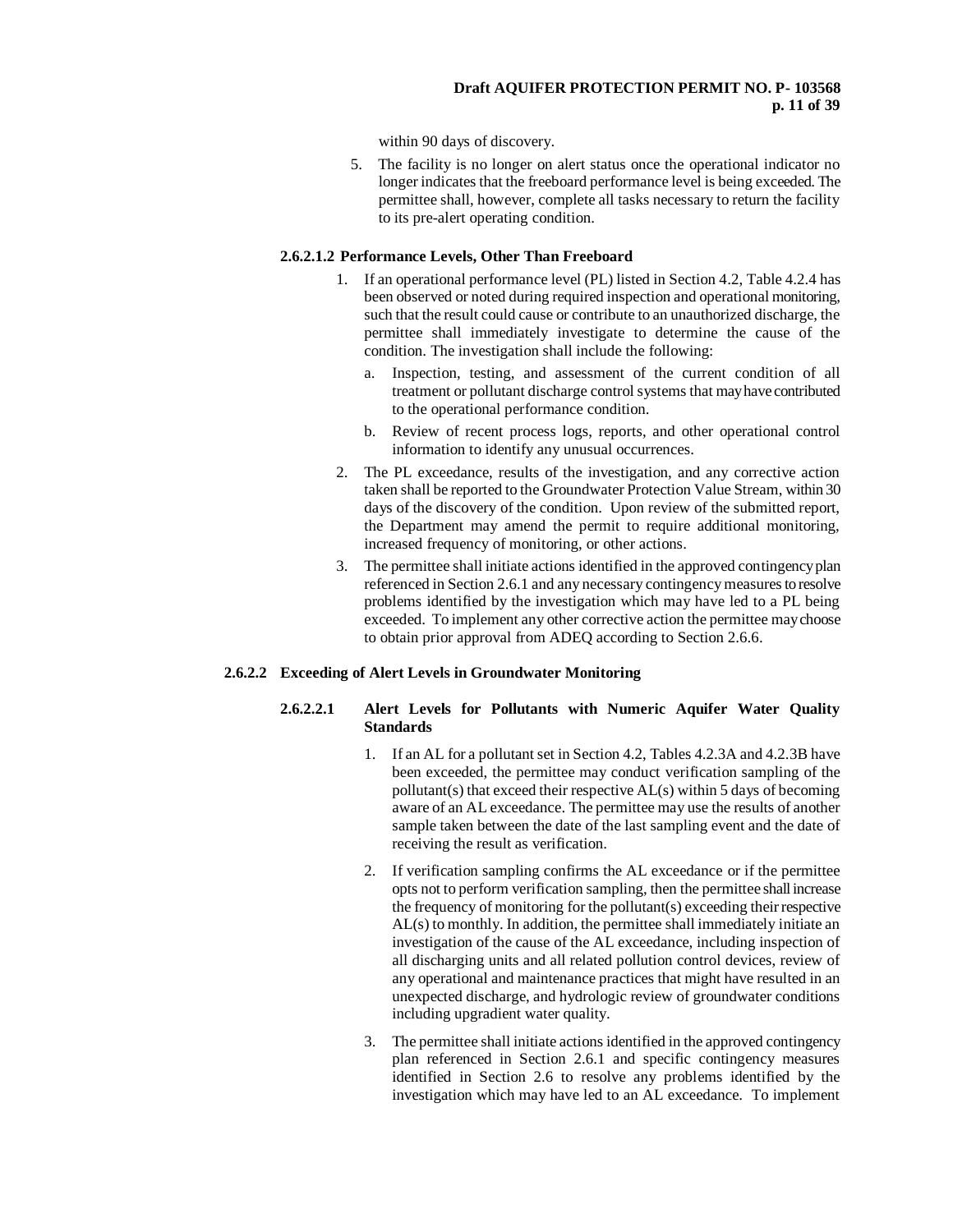within 90 days of discovery.

5. The facility is no longer on alert status once the operational indicator no longer indicates that the freeboard performance level is being exceeded. The permittee shall, however, complete all tasks necessary to return the facility to its pre-alert operating condition.

#### 2.6.2.1.2 Performance Levels, Other Than Freeboard

1. If an operational performance level (PL) listed in Section 4.2, Table 4.2.4 has been observed or noted during required inspection and operational monitoring, such that the result could cause or contribute to an unauthorized discharge, the permittee shall immediately investigate to determine the cause of the condition. The investigation shall include the following:
   a. Inspection, testing, and assessment of the current condition of all treatment or pollutant discharge control systems that may have contributed to the operational performance condition.
   b. Review of recent process logs, reports, and other operational control information to identify any unusual occurrences.
2. The PL exceedance, results of the investigation, and any corrective action taken shall be reported to the Groundwater Protection Value Stream, within 30 days of the discovery of the condition. Upon review of the submitted report, the Department may amend the permit to require additional monitoring, increased frequency of monitoring, or other actions.
3. The permittee shall initiate actions identified in the approved contingency plan referenced in Section 2.6.1 and any necessary contingency measures to resolve problems identified by the investigation which may have led to a PL being exceeded. To implement any other corrective action the permittee may choose to obtain prior approval from ADEQ according to Section 2.6.6.

### 2.6.2.2 Exceeding of Alert Levels in Groundwater Monitoring

#### 2.6.2.2.1 Alert Levels for Pollutants with Numeric Aquifer Water Quality Standards

1. If an AL for a pollutant set in Section 4.2, Tables 4.2.3A and 4.2.3B have been exceeded, the permittee may conduct verification sampling of the pollutant(s) that exceed their respective AL(s) within 5 days of becoming aware of an AL exceedance. The permittee may use the results of another sample taken between the date of the last sampling event and the date of receiving the result as verification.
2. If verification sampling confirms the AL exceedance or if the permittee opts not to perform verification sampling, then the permittee shall increase the frequency of monitoring for the pollutant(s) exceeding their respective AL(s) to monthly. In addition, the permittee shall immediately initiate an investigation of the cause of the AL exceedance, including inspection of all discharging units and all related pollution control devices, review of any operational and maintenance practices that might have resulted in an unexpected discharge, and hydrologic review of groundwater conditions including upgradient water quality.
3. The permittee shall initiate actions identified in the approved contingency plan referenced in Section 2.6.1 and specific contingency measures identified in Section 2.6 to resolve any problems identified by the investigation which may have led to an AL exceedance. To implement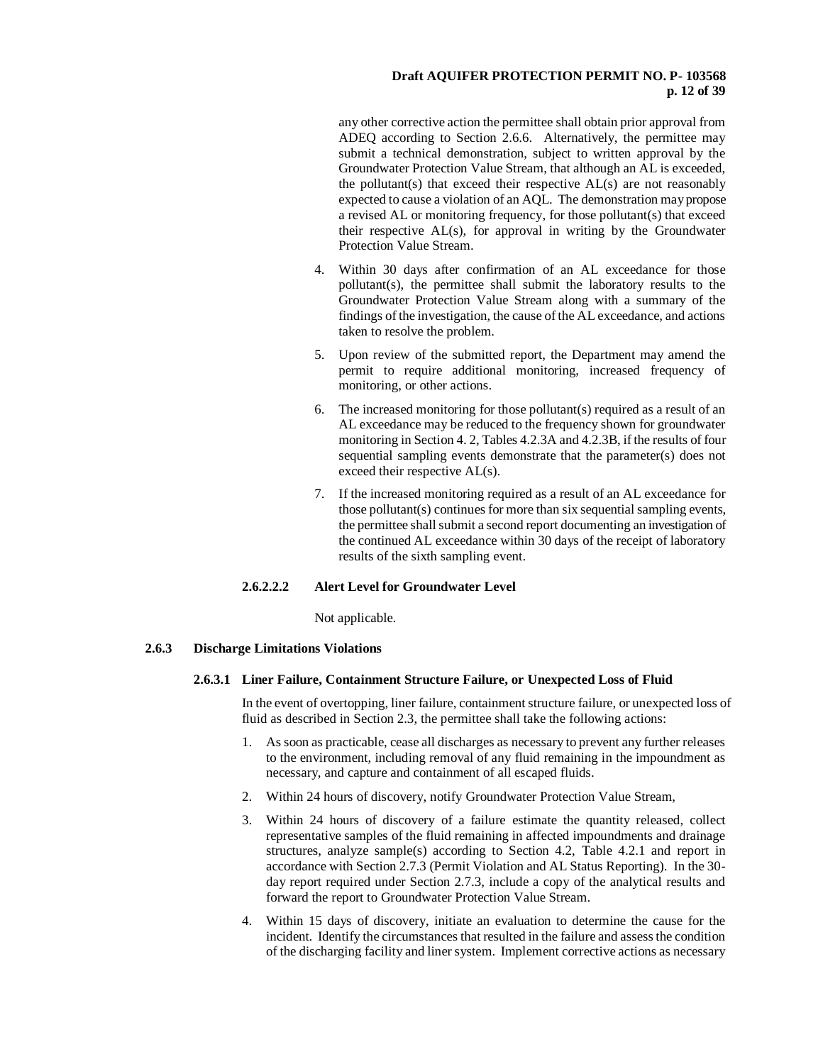any other corrective action the permittee shall obtain prior approval from ADEQ according to Section 2.6.6. Alternatively, the permittee may submit a technical demonstration, subject to written approval by the Groundwater Protection Value Stream, that although an AL is exceeded, the pollutant(s) that exceed their respective AL(s) are not reasonably expected to cause a violation of an AQL. The demonstration may propose a revised AL or monitoring frequency, for those pollutant(s) that exceed their respective AL(s), for approval in writing by the Groundwater Protection Value Stream.

4. Within 30 days after confirmation of an AL exceedance for those pollutant(s), the permittee shall submit the laboratory results to the Groundwater Protection Value Stream along with a summary of the findings of the investigation, the cause of the AL exceedance, and actions taken to resolve the problem.

5. Upon review of the submitted report, the Department may amend the permit to require additional monitoring, increased frequency of monitoring, or other actions.

6. The increased monitoring for those pollutant(s) required as a result of an AL exceedance may be reduced to the frequency shown for groundwater monitoring in Section 4. 2, Tables 4.2.3A and 4.2.3B, if the results of four sequential sampling events demonstrate that the parameter(s) does not exceed their respective AL(s).

7. If the increased monitoring required as a result of an AL exceedance for those pollutant(s) continues for more than six sequential sampling events, the permittee shall submit a second report documenting an investigation of the continued AL exceedance within 30 days of the receipt of laboratory results of the sixth sampling event.

**2.6.2.2.2 Alert Level for Groundwater Level**

Not applicable.

### 2.6.3 Discharge Limitations Violations

#### 2.6.3.1 Liner Failure, Containment Structure Failure, or Unexpected Loss of Fluid

In the event of overtopping, liner failure, containment structure failure, or unexpected loss of fluid as described in Section 2.3, the permittee shall take the following actions:

1. As soon as practicable, cease all discharges as necessary to prevent any further releases to the environment, including removal of any fluid remaining in the impoundment as necessary, and capture and containment of all escaped fluids.
2. Within 24 hours of discovery, notify Groundwater Protection Value Stream,
3. Within 24 hours of discovery of a failure estimate the quantity released, collect representative samples of the fluid remaining in affected impoundments and drainage structures, analyze sample(s) according to Section 4.2, Table 4.2.1 and report in accordance with Section 2.7.3 (Permit Violation and AL Status Reporting). In the 30-day report required under Section 2.7.3, include a copy of the analytical results and forward the report to Groundwater Protection Value Stream.
4. Within 15 days of discovery, initiate an evaluation to determine the cause for the incident. Identify the circumstances that resulted in the failure and assess the condition of the discharging facility and liner system. Implement corrective actions as necessary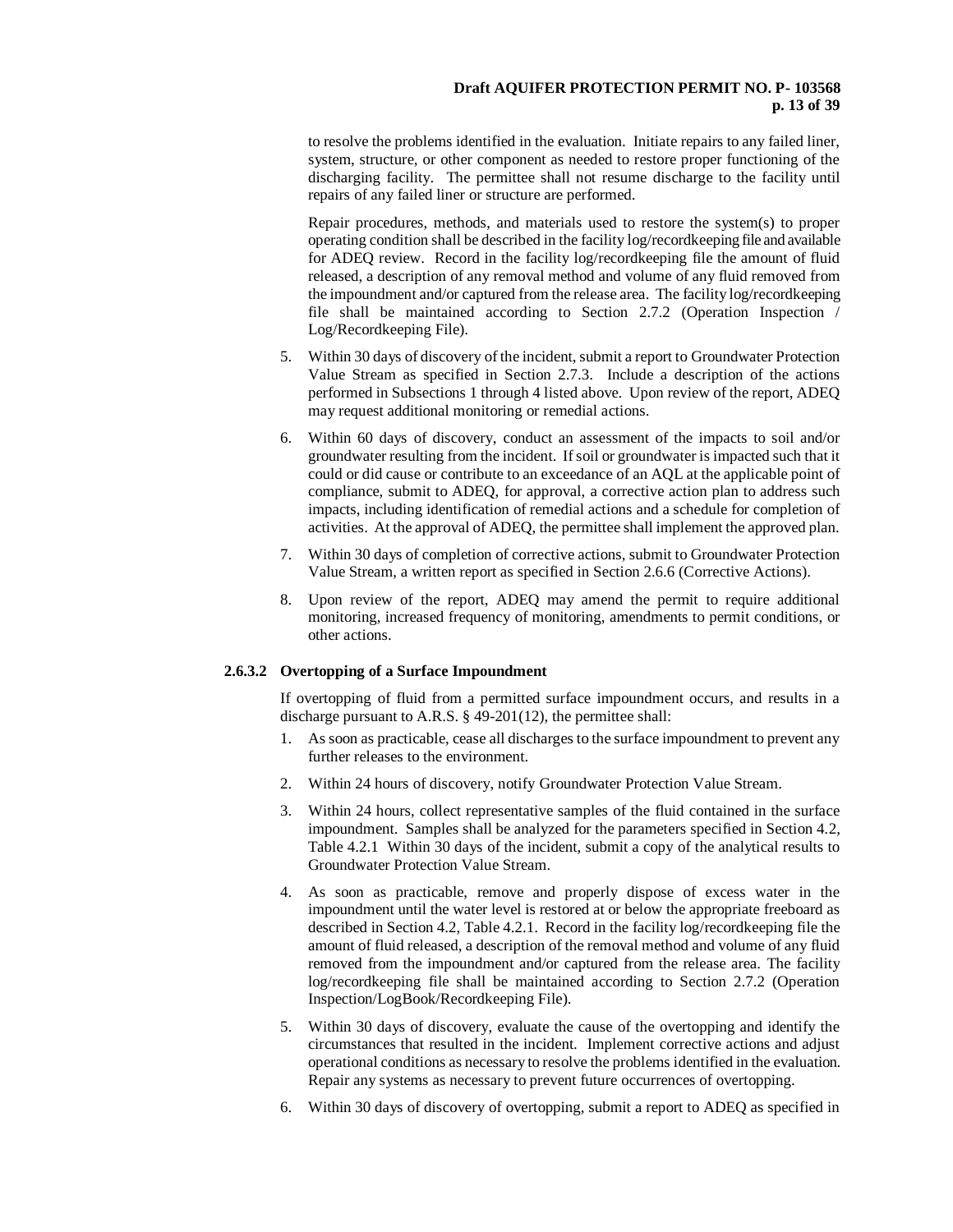to resolve the problems identified in the evaluation. Initiate repairs to any failed liner, system, structure, or other component as needed to restore proper functioning of the discharging facility. The permittee shall not resume discharge to the facility until repairs of any failed liner or structure are performed.

Repair procedures, methods, and materials used to restore the system(s) to proper operating condition shall be described in the facility log/recordkeeping file and available for ADEQ review. Record in the facility log/recordkeeping file the amount of fluid released, a description of any removal method and volume of any fluid removed from the impoundment and/or captured from the release area. The facility log/recordkeeping file shall be maintained according to Section 2.7.2 (Operation Inspection / Log/Recordkeeping File).

5. Within 30 days of discovery of the incident, submit a report to Groundwater Protection Value Stream as specified in Section 2.7.3. Include a description of the actions performed in Subsections 1 through 4 listed above. Upon review of the report, ADEQ may request additional monitoring or remedial actions.
6. Within 60 days of discovery, conduct an assessment of the impacts to soil and/or groundwater resulting from the incident. If soil or groundwater is impacted such that it could or did cause or contribute to an exceedance of an AQL at the applicable point of compliance, submit to ADEQ, for approval, a corrective action plan to address such impacts, including identification of remedial actions and a schedule for completion of activities. At the approval of ADEQ, the permittee shall implement the approved plan.
7. Within 30 days of completion of corrective actions, submit to Groundwater Protection Value Stream, a written report as specified in Section 2.6.6 (Corrective Actions).
8. Upon review of the report, ADEQ may amend the permit to require additional monitoring, increased frequency of monitoring, amendments to permit conditions, or other actions.

#### 2.6.3.2 Overtopping of a Surface Impoundment

If overtopping of fluid from a permitted surface impoundment occurs, and results in a discharge pursuant to A.R.S. § 49-201(12), the permittee shall:

1. As soon as practicable, cease all discharges to the surface impoundment to prevent any further releases to the environment.
2. Within 24 hours of discovery, notify Groundwater Protection Value Stream.
3. Within 24 hours, collect representative samples of the fluid contained in the surface impoundment. Samples shall be analyzed for the parameters specified in Section 4.2, Table 4.2.1 Within 30 days of the incident, submit a copy of the analytical results to Groundwater Protection Value Stream.
4. As soon as practicable, remove and properly dispose of excess water in the impoundment until the water level is restored at or below the appropriate freeboard as described in Section 4.2, Table 4.2.1. Record in the facility log/recordkeeping file the amount of fluid released, a description of the removal method and volume of any fluid removed from the impoundment and/or captured from the release area. The facility log/recordkeeping file shall be maintained according to Section 2.7.2 (Operation Inspection/LogBook/Recordkeeping File).
5. Within 30 days of discovery, evaluate the cause of the overtopping and identify the circumstances that resulted in the incident. Implement corrective actions and adjust operational conditions as necessary to resolve the problems identified in the evaluation. Repair any systems as necessary to prevent future occurrences of overtopping.
6. Within 30 days of discovery of overtopping, submit a report to ADEQ as specified in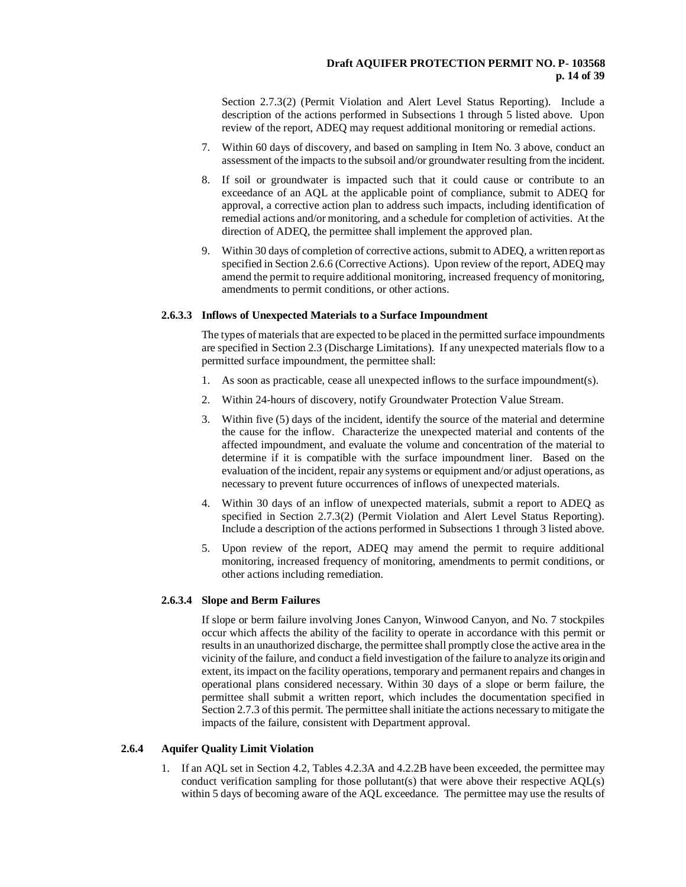Section 2.7.3(2) (Permit Violation and Alert Level Status Reporting). Include a description of the actions performed in Subsections 1 through 5 listed above. Upon review of the report, ADEQ may request additional monitoring or remedial actions.

7. Within 60 days of discovery, and based on sampling in Item No. 3 above, conduct an assessment of the impacts to the subsoil and/or groundwater resulting from the incident.

8. If soil or groundwater is impacted such that it could cause or contribute to an exceedance of an AQL at the applicable point of compliance, submit to ADEQ for approval, a corrective action plan to address such impacts, including identification of remedial actions and/or monitoring, and a schedule for completion of activities. At the direction of ADEQ, the permittee shall implement the approved plan.

9. Within 30 days of completion of corrective actions, submit to ADEQ, a written report as specified in Section 2.6.6 (Corrective Actions). Upon review of the report, ADEQ may amend the permit to require additional monitoring, increased frequency of monitoring, amendments to permit conditions, or other actions.

#### 2.6.3.3 Inflows of Unexpected Materials to a Surface Impoundment

The types of materials that are expected to be placed in the permitted surface impoundments are specified in Section 2.3 (Discharge Limitations). If any unexpected materials flow to a permitted surface impoundment, the permittee shall:

1. As soon as practicable, cease all unexpected inflows to the surface impoundment(s).
2. Within 24-hours of discovery, notify Groundwater Protection Value Stream.
3. Within five (5) days of the incident, identify the source of the material and determine the cause for the inflow. Characterize the unexpected material and contents of the affected impoundment, and evaluate the volume and concentration of the material to determine if it is compatible with the surface impoundment liner. Based on the evaluation of the incident, repair any systems or equipment and/or adjust operations, as necessary to prevent future occurrences of inflows of unexpected materials.
4. Within 30 days of an inflow of unexpected materials, submit a report to ADEQ as specified in Section 2.7.3(2) (Permit Violation and Alert Level Status Reporting). Include a description of the actions performed in Subsections 1 through 3 listed above.
5. Upon review of the report, ADEQ may amend the permit to require additional monitoring, increased frequency of monitoring, amendments to permit conditions, or other actions including remediation.

#### 2.6.3.4 Slope and Berm Failures

If slope or berm failure involving Jones Canyon, Winwood Canyon, and No. 7 stockpiles occur which affects the ability of the facility to operate in accordance with this permit or results in an unauthorized discharge, the permittee shall promptly close the active area in the vicinity of the failure, and conduct a field investigation of the failure to analyze its origin and extent, its impact on the facility operations, temporary and permanent repairs and changes in operational plans considered necessary. Within 30 days of a slope or berm failure, the permittee shall submit a written report, which includes the documentation specified in Section 2.7.3 of this permit. The permittee shall initiate the actions necessary to mitigate the impacts of the failure, consistent with Department approval.

### 2.6.4 Aquifer Quality Limit Violation

1. If an AQL set in Section 4.2, Tables 4.2.3A and 4.2.2B have been exceeded, the permittee may conduct verification sampling for those pollutant(s) that were above their respective AQL(s) within 5 days of becoming aware of the AQL exceedance. The permittee may use the results of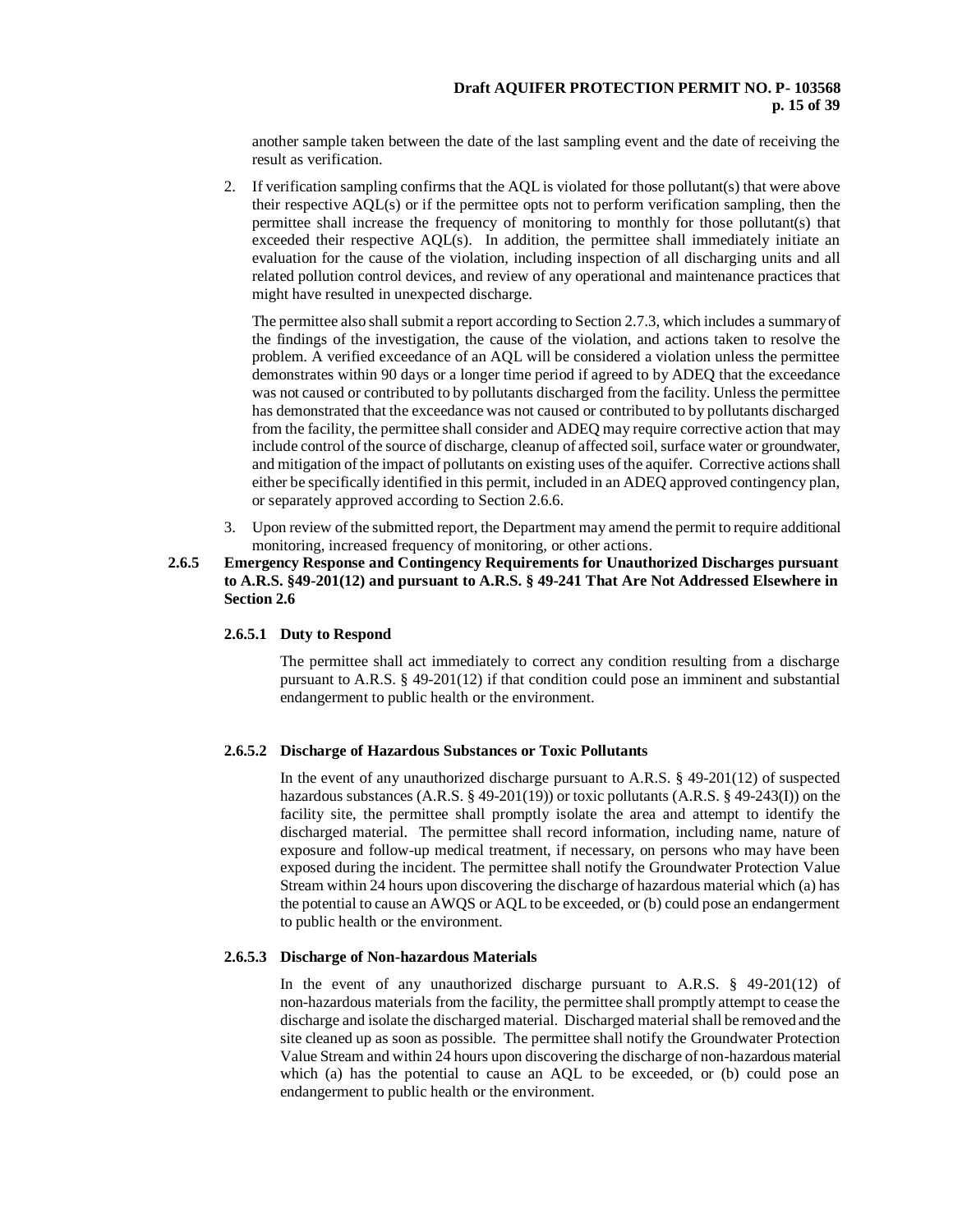another sample taken between the date of the last sampling event and the date of receiving the result as verification.

2. If verification sampling confirms that the AQL is violated for those pollutant(s) that were above their respective AQL(s) or if the permittee opts not to perform verification sampling, then the permittee shall increase the frequency of monitoring to monthly for those pollutant(s) that exceeded their respective AQL(s). In addition, the permittee shall immediately initiate an evaluation for the cause of the violation, including inspection of all discharging units and all related pollution control devices, and review of any operational and maintenance practices that might have resulted in unexpected discharge.

   The permittee also shall submit a report according to Section 2.7.3, which includes a summary of the findings of the investigation, the cause of the violation, and actions taken to resolve the problem. A verified exceedance of an AQL will be considered a violation unless the permittee demonstrates within 90 days or a longer time period if agreed to by ADEQ that the exceedance was not caused or contributed to by pollutants discharged from the facility. Unless the permittee has demonstrated that the exceedance was not caused or contributed to by pollutants discharged from the facility, the permittee shall consider and ADEQ may require corrective action that may include control of the source of discharge, cleanup of affected soil, surface water or groundwater, and mitigation of the impact of pollutants on existing uses of the aquifer. Corrective actions shall either be specifically identified in this permit, included in an ADEQ approved contingency plan, or separately approved according to Section 2.6.6.

3. Upon review of the submitted report, the Department may amend the permit to require additional monitoring, increased frequency of monitoring, or other actions.

### 2.6.5 Emergency Response and Contingency Requirements for Unauthorized Discharges pursuant to A.R.S. §49-201(12) and pursuant to A.R.S. § 49-241 That Are Not Addressed Elsewhere in Section 2.6

#### 2.6.5.1 Duty to Respond

The permittee shall act immediately to correct any condition resulting from a discharge pursuant to A.R.S. § 49-201(12) if that condition could pose an imminent and substantial endangerment to public health or the environment.

#### 2.6.5.2 Discharge of Hazardous Substances or Toxic Pollutants

In the event of any unauthorized discharge pursuant to A.R.S. § 49-201(12) of suspected hazardous substances (A.R.S. § 49-201(19)) or toxic pollutants (A.R.S. § 49-243(I)) on the facility site, the permittee shall promptly isolate the area and attempt to identify the discharged material. The permittee shall record information, including name, nature of exposure and follow-up medical treatment, if necessary, on persons who may have been exposed during the incident. The permittee shall notify the Groundwater Protection Value Stream within 24 hours upon discovering the discharge of hazardous material which (a) has the potential to cause an AWQS or AQL to be exceeded, or (b) could pose an endangerment to public health or the environment.

#### 2.6.5.3 Discharge of Non-hazardous Materials

In the event of any unauthorized discharge pursuant to A.R.S. § 49-201(12) of non-hazardous materials from the facility, the permittee shall promptly attempt to cease the discharge and isolate the discharged material. Discharged material shall be removed and the site cleaned up as soon as possible. The permittee shall notify the Groundwater Protection Value Stream and within 24 hours upon discovering the discharge of non-hazardous material which (a) has the potential to cause an AQL to be exceeded, or (b) could pose an endangerment to public health or the environment.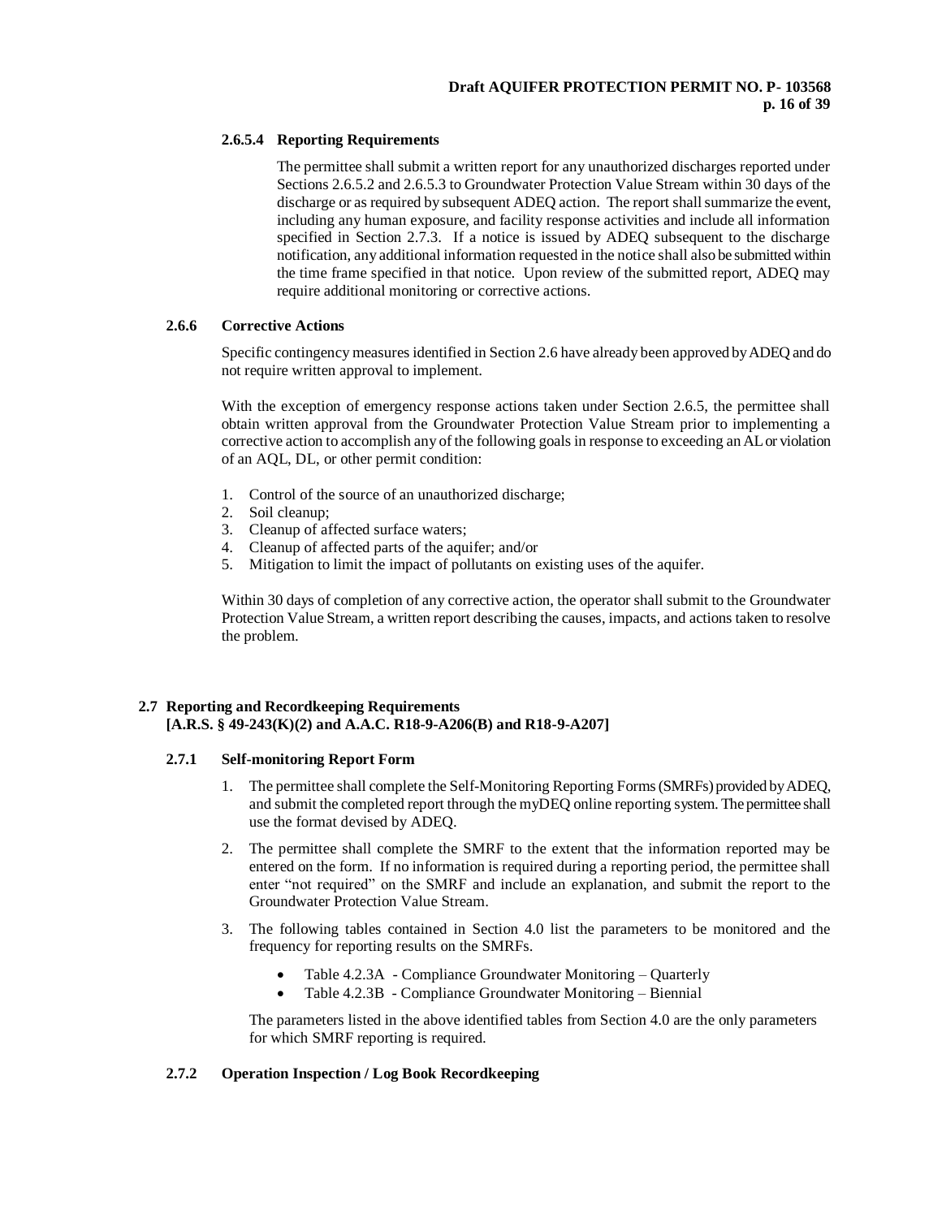#### 2.6.5.4 Reporting Requirements

The permittee shall submit a written report for any unauthorized discharges reported under Sections 2.6.5.2 and 2.6.5.3 to Groundwater Protection Value Stream within 30 days of the discharge or as required by subsequent ADEQ action. The report shall summarize the event, including any human exposure, and facility response activities and include all information specified in Section 2.7.3. If a notice is issued by ADEQ subsequent to the discharge notification, any additional information requested in the notice shall also be submitted within the time frame specified in that notice. Upon review of the submitted report, ADEQ may require additional monitoring or corrective actions.

### 2.6.6 Corrective Actions

Specific contingency measures identified in Section 2.6 have already been approved by ADEQ and do not require written approval to implement.

With the exception of emergency response actions taken under Section 2.6.5, the permittee shall obtain written approval from the Groundwater Protection Value Stream prior to implementing a corrective action to accomplish any of the following goals in response to exceeding an AL or violation of an AQL, DL, or other permit condition:

1. Control of the source of an unauthorized discharge;
2. Soil cleanup;
3. Cleanup of affected surface waters;
4. Cleanup of affected parts of the aquifer; and/or
5. Mitigation to limit the impact of pollutants on existing uses of the aquifer.

Within 30 days of completion of any corrective action, the operator shall submit to the Groundwater Protection Value Stream, a written report describing the causes, impacts, and actions taken to resolve the problem.

## 2.7 Reporting and Recordkeeping Requirements [A.R.S. § 49-243(K)(2) and A.A.C. R18-9-A206(B) and R18-9-A207]

### 2.7.1 Self-monitoring Report Form

1. The permittee shall complete the Self-Monitoring Reporting Forms (SMRFs) provided by ADEQ, and submit the completed report through the myDEQ online reporting system. The permittee shall use the format devised by ADEQ.
2. The permittee shall complete the SMRF to the extent that the information reported may be entered on the form. If no information is required during a reporting period, the permittee shall enter "not required" on the SMRF and include an explanation, and submit the report to the Groundwater Protection Value Stream.
3. The following tables contained in Section 4.0 list the parameters to be monitored and the frequency for reporting results on the SMRFs.
   - Table 4.2.3A - Compliance Groundwater Monitoring – Quarterly
   - Table 4.2.3B - Compliance Groundwater Monitoring – Biennial

   The parameters listed in the above identified tables from Section 4.0 are the only parameters for which SMRF reporting is required.

### 2.7.2 Operation Inspection / Log Book Recordkeeping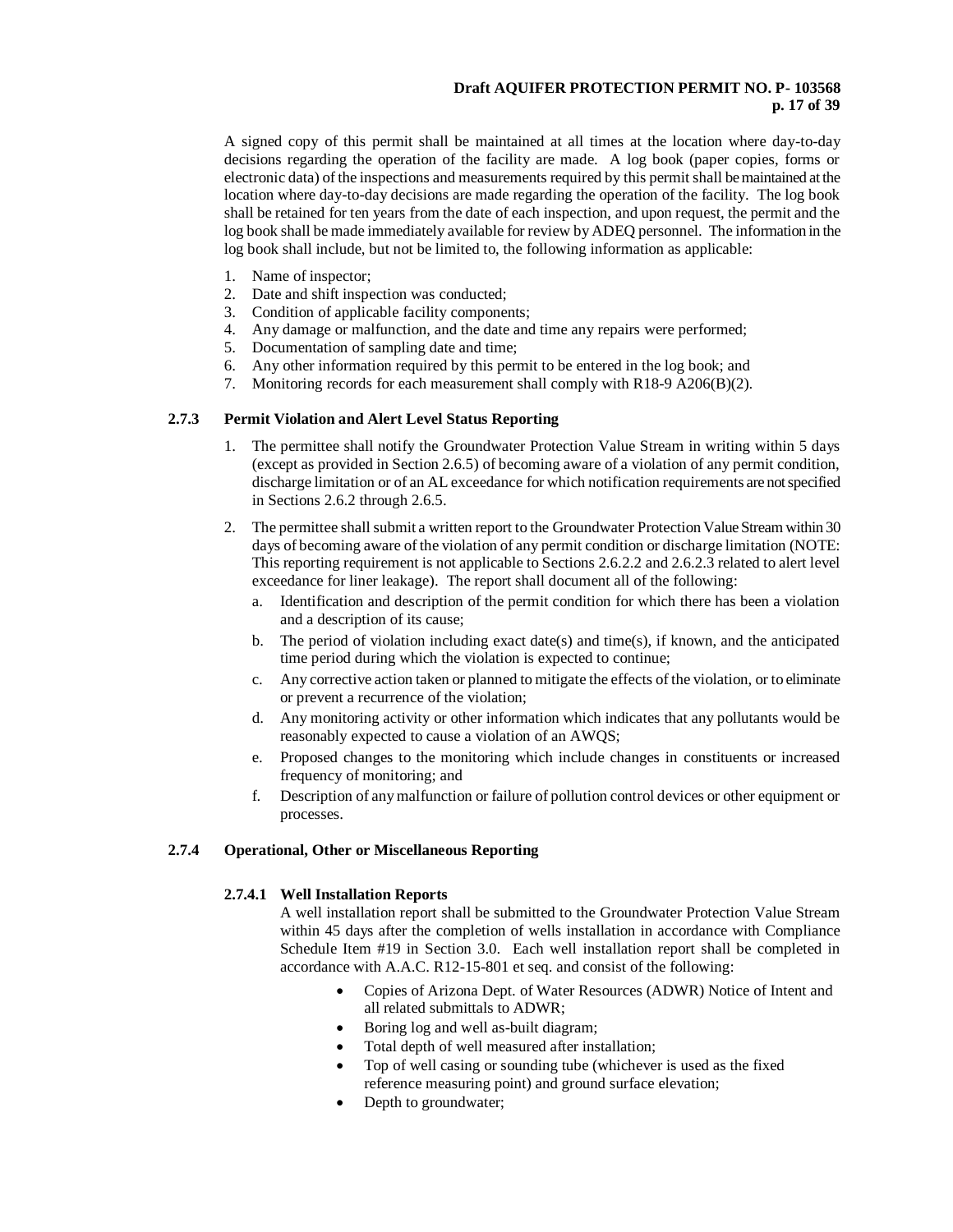A signed copy of this permit shall be maintained at all times at the location where day-to-day decisions regarding the operation of the facility are made. A log book (paper copies, forms or electronic data) of the inspections and measurements required by this permit shall be maintained at the location where day-to-day decisions are made regarding the operation of the facility. The log book shall be retained for ten years from the date of each inspection, and upon request, the permit and the log book shall be made immediately available for review by ADEQ personnel. The information in the log book shall include, but not be limited to, the following information as applicable:

1. Name of inspector;
2. Date and shift inspection was conducted;
3. Condition of applicable facility components;
4. Any damage or malfunction, and the date and time any repairs were performed;
5. Documentation of sampling date and time;
6. Any other information required by this permit to be entered in the log book; and
7. Monitoring records for each measurement shall comply with R18-9 A206(B)(2).

### 2.7.3 Permit Violation and Alert Level Status Reporting

1. The permittee shall notify the Groundwater Protection Value Stream in writing within 5 days (except as provided in Section 2.6.5) of becoming aware of a violation of any permit condition, discharge limitation or of an AL exceedance for which notification requirements are not specified in Sections 2.6.2 through 2.6.5.
2. The permittee shall submit a written report to the Groundwater Protection Value Stream within 30 days of becoming aware of the violation of any permit condition or discharge limitation (NOTE: This reporting requirement is not applicable to Sections 2.6.2.2 and 2.6.2.3 related to alert level exceedance for liner leakage). The report shall document all of the following:
   a. Identification and description of the permit condition for which there has been a violation and a description of its cause;
   b. The period of violation including exact date(s) and time(s), if known, and the anticipated time period during which the violation is expected to continue;
   c. Any corrective action taken or planned to mitigate the effects of the violation, or to eliminate or prevent a recurrence of the violation;
   d. Any monitoring activity or other information which indicates that any pollutants would be reasonably expected to cause a violation of an AWQS;
   e. Proposed changes to the monitoring which include changes in constituents or increased frequency of monitoring; and
   f. Description of any malfunction or failure of pollution control devices or other equipment or processes.

### 2.7.4 Operational, Other or Miscellaneous Reporting

#### 2.7.4.1 Well Installation Reports

A well installation report shall be submitted to the Groundwater Protection Value Stream within 45 days after the completion of wells installation in accordance with Compliance Schedule Item #19 in Section 3.0. Each well installation report shall be completed in accordance with A.A.C. R12-15-801 et seq. and consist of the following:

- Copies of Arizona Dept. of Water Resources (ADWR) Notice of Intent and all related submittals to ADWR;
- Boring log and well as-built diagram;
- Total depth of well measured after installation;
- Top of well casing or sounding tube (whichever is used as the fixed reference measuring point) and ground surface elevation;
- Depth to groundwater;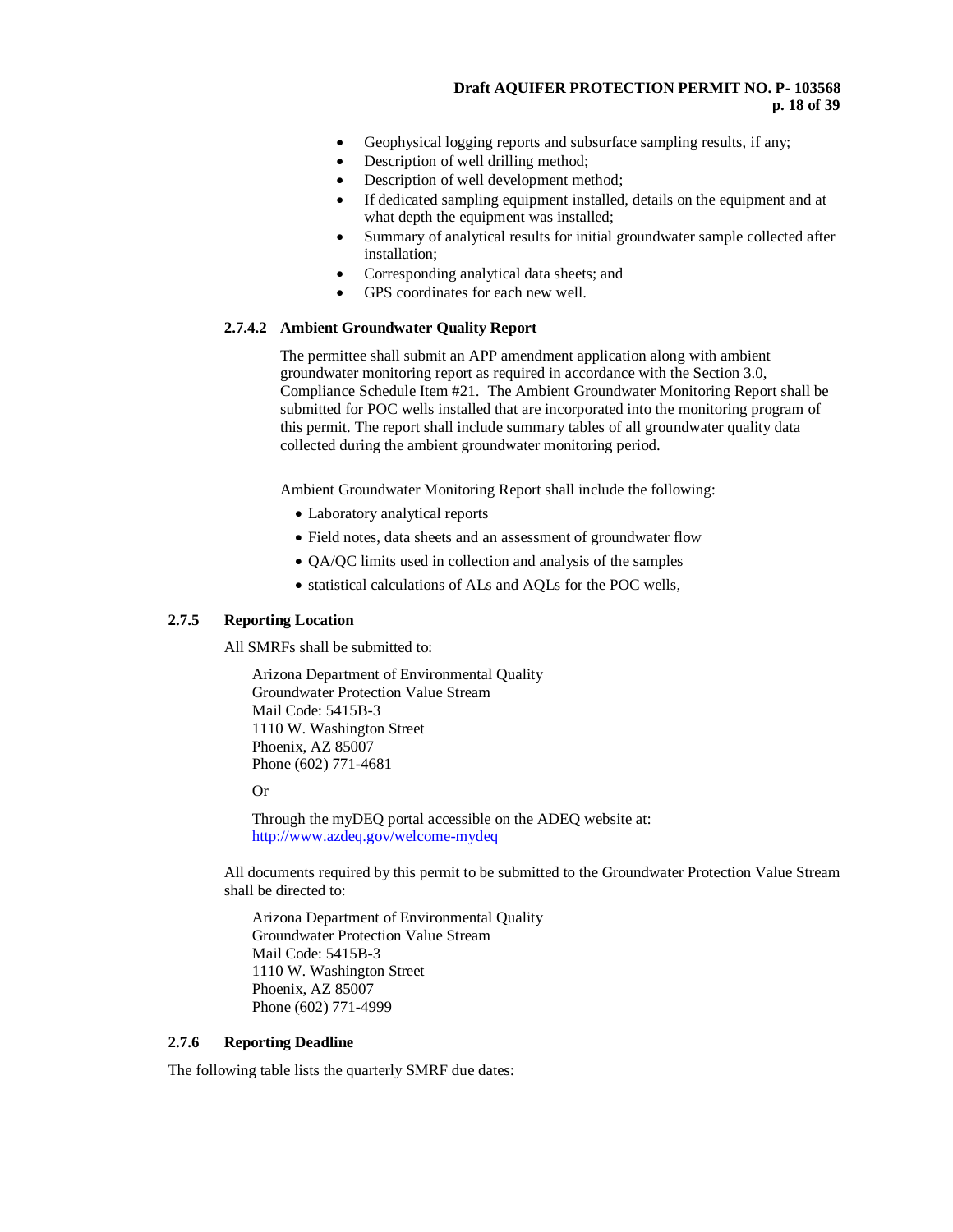- Geophysical logging reports and subsurface sampling results, if any;
- Description of well drilling method;
- Description of well development method;
- If dedicated sampling equipment installed, details on the equipment and at what depth the equipment was installed;
- Summary of analytical results for initial groundwater sample collected after installation;
- Corresponding analytical data sheets; and
- GPS coordinates for each new well.

#### 2.7.4.2 Ambient Groundwater Quality Report

The permittee shall submit an APP amendment application along with ambient groundwater monitoring report as required in accordance with the Section 3.0, Compliance Schedule Item #21. The Ambient Groundwater Monitoring Report shall be submitted for POC wells installed that are incorporated into the monitoring program of this permit. The report shall include summary tables of all groundwater quality data collected during the ambient groundwater monitoring period.

Ambient Groundwater Monitoring Report shall include the following:

- Laboratory analytical reports
- Field notes, data sheets and an assessment of groundwater flow
- QA/QC limits used in collection and analysis of the samples
- statistical calculations of ALs and AQLs for the POC wells,

### 2.7.5 Reporting Location

All SMRFs shall be submitted to:

Arizona Department of Environmental Quality
Groundwater Protection Value Stream
Mail Code: 5415B-3
1110 W. Washington Street
Phoenix, AZ 85007
Phone (602) 771-4681

Or

Through the myDEQ portal accessible on the ADEQ website at:
http://www.azdeq.gov/welcome-mydeq

All documents required by this permit to be submitted to the Groundwater Protection Value Stream shall be directed to:

Arizona Department of Environmental Quality
Groundwater Protection Value Stream
Mail Code: 5415B-3
1110 W. Washington Street
Phoenix, AZ 85007
Phone (602) 771-4999

### 2.7.6 Reporting Deadline

The following table lists the quarterly SMRF due dates: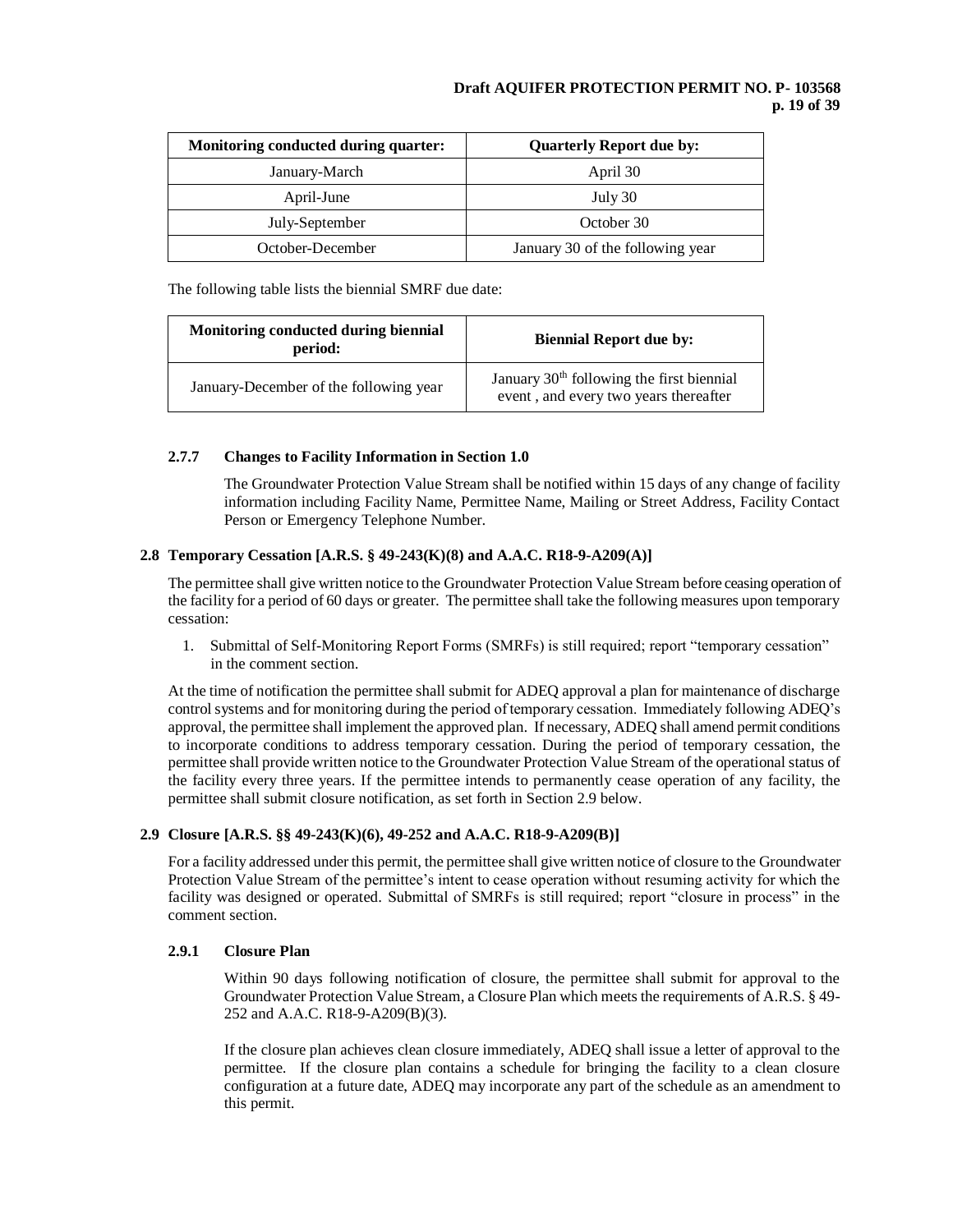| Monitoring conducted during quarter: | Quarterly Report due by: |
|---|---|
| January-March | April 30 |
| April-June | July 30 |
| July-September | October 30 |
| October-December | January 30 of the following year |

The following table lists the biennial SMRF due date:

| Monitoring conducted during biennial period: | Biennial Report due by: |
|---|---|
| January-December of the following year | January 30th following the first biennial event , and every two years thereafter |

### 2.7.7 Changes to Facility Information in Section 1.0

The Groundwater Protection Value Stream shall be notified within 15 days of any change of facility information including Facility Name, Permittee Name, Mailing or Street Address, Facility Contact Person or Emergency Telephone Number.

## 2.8 Temporary Cessation [A.R.S. § 49-243(K)(8) and A.A.C. R18-9-A209(A)]

The permittee shall give written notice to the Groundwater Protection Value Stream before ceasing operation of the facility for a period of 60 days or greater. The permittee shall take the following measures upon temporary cessation:

1. Submittal of Self-Monitoring Report Forms (SMRFs) is still required; report "temporary cessation" in the comment section.

At the time of notification the permittee shall submit for ADEQ approval a plan for maintenance of discharge control systems and for monitoring during the period of temporary cessation. Immediately following ADEQ's approval, the permittee shall implement the approved plan. If necessary, ADEQ shall amend permit conditions to incorporate conditions to address temporary cessation. During the period of temporary cessation, the permittee shall provide written notice to the Groundwater Protection Value Stream of the operational status of the facility every three years. If the permittee intends to permanently cease operation of any facility, the permittee shall submit closure notification, as set forth in Section 2.9 below.

## 2.9 Closure [A.R.S. §§ 49-243(K)(6), 49-252 and A.A.C. R18-9-A209(B)]

For a facility addressed under this permit, the permittee shall give written notice of closure to the Groundwater Protection Value Stream of the permittee's intent to cease operation without resuming activity for which the facility was designed or operated. Submittal of SMRFs is still required; report "closure in process" in the comment section.

### 2.9.1 Closure Plan

Within 90 days following notification of closure, the permittee shall submit for approval to the Groundwater Protection Value Stream, a Closure Plan which meets the requirements of A.R.S. § 49-252 and A.A.C. R18-9-A209(B)(3).

If the closure plan achieves clean closure immediately, ADEQ shall issue a letter of approval to the permittee. If the closure plan contains a schedule for bringing the facility to a clean closure configuration at a future date, ADEQ may incorporate any part of the schedule as an amendment to this permit.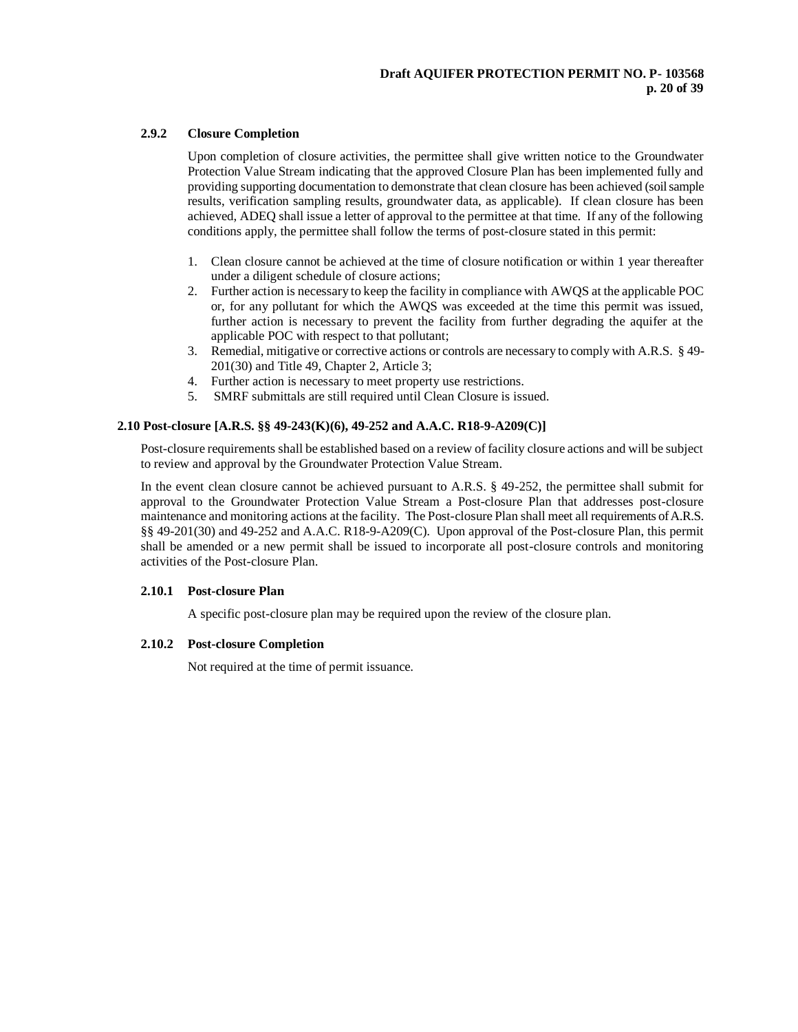#### 2.9.2 Closure Completion

Upon completion of closure activities, the permittee shall give written notice to the Groundwater Protection Value Stream indicating that the approved Closure Plan has been implemented fully and providing supporting documentation to demonstrate that clean closure has been achieved (soil sample results, verification sampling results, groundwater data, as applicable). If clean closure has been achieved, ADEQ shall issue a letter of approval to the permittee at that time. If any of the following conditions apply, the permittee shall follow the terms of post-closure stated in this permit:

1. Clean closure cannot be achieved at the time of closure notification or within 1 year thereafter under a diligent schedule of closure actions;
2. Further action is necessary to keep the facility in compliance with AWQS at the applicable POC or, for any pollutant for which the AWQS was exceeded at the time this permit was issued, further action is necessary to prevent the facility from further degrading the aquifer at the applicable POC with respect to that pollutant;
3. Remedial, mitigative or corrective actions or controls are necessary to comply with A.R.S. § 49-201(30) and Title 49, Chapter 2, Article 3;
4. Further action is necessary to meet property use restrictions.
5. SMRF submittals are still required until Clean Closure is issued.

### 2.10 Post-closure [A.R.S. §§ 49-243(K)(6), 49-252 and A.A.C. R18-9-A209(C)]

Post-closure requirements shall be established based on a review of facility closure actions and will be subject to review and approval by the Groundwater Protection Value Stream.

In the event clean closure cannot be achieved pursuant to A.R.S. § 49-252, the permittee shall submit for approval to the Groundwater Protection Value Stream a Post-closure Plan that addresses post-closure maintenance and monitoring actions at the facility. The Post-closure Plan shall meet all requirements of A.R.S. §§ 49-201(30) and 49-252 and A.A.C. R18-9-A209(C). Upon approval of the Post-closure Plan, this permit shall be amended or a new permit shall be issued to incorporate all post-closure controls and monitoring activities of the Post-closure Plan.

#### 2.10.1 Post-closure Plan

A specific post-closure plan may be required upon the review of the closure plan.

#### 2.10.2 Post-closure Completion

Not required at the time of permit issuance.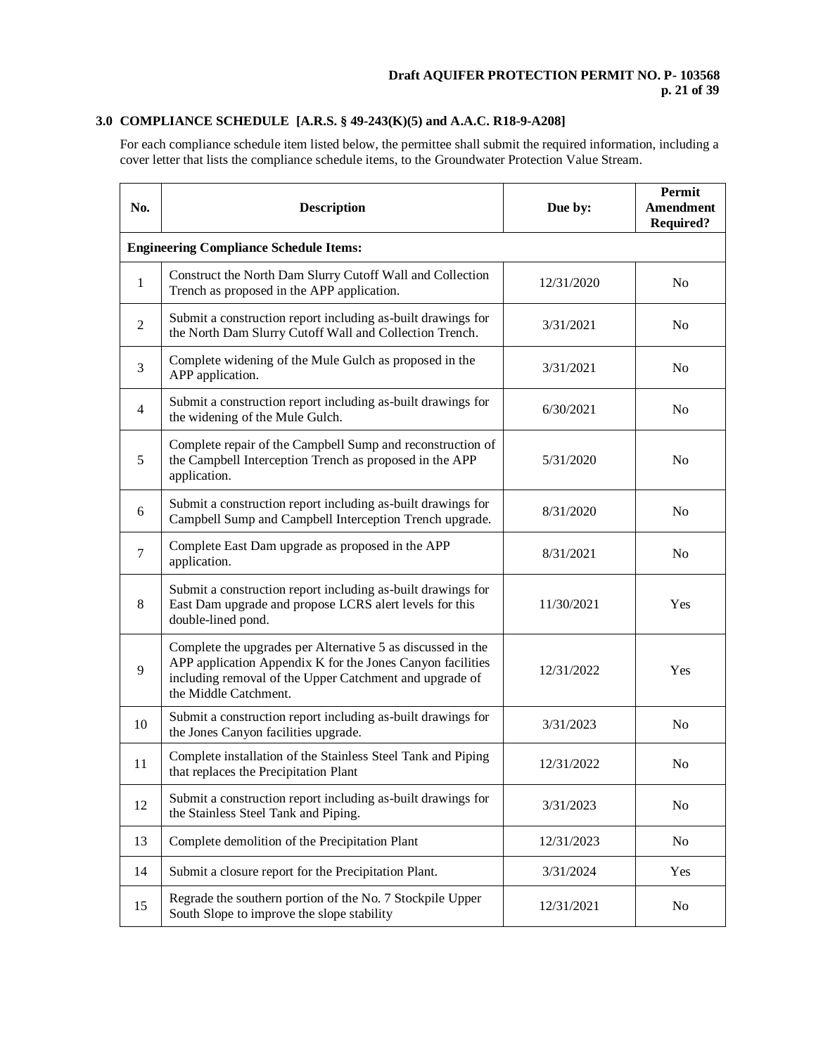## 3.0 COMPLIANCE SCHEDULE [A.R.S. § 49-243(K)(5) and A.A.C. R18-9-A208]

For each compliance schedule item listed below, the permittee shall submit the required information, including a cover letter that lists the compliance schedule items, to the Groundwater Protection Value Stream.

| No. | Description | Due by: | Permit Amendment Required? |
|---|---|---|---|
| **Engineering Compliance Schedule Items:** | | | |
| 1 | Construct the North Dam Slurry Cutoff Wall and Collection Trench as proposed in the APP application. | 12/31/2020 | No |
| 2 | Submit a construction report including as-built drawings for the North Dam Slurry Cutoff Wall and Collection Trench. | 3/31/2021 | No |
| 3 | Complete widening of the Mule Gulch as proposed in the APP application. | 3/31/2021 | No |
| 4 | Submit a construction report including as-built drawings for the widening of the Mule Gulch. | 6/30/2021 | No |
| 5 | Complete repair of the Campbell Sump and reconstruction of the Campbell Interception Trench as proposed in the APP application. | 5/31/2020 | No |
| 6 | Submit a construction report including as-built drawings for Campbell Sump and Campbell Interception Trench upgrade. | 8/31/2020 | No |
| 7 | Complete East Dam upgrade as proposed in the APP application. | 8/31/2021 | No |
| 8 | Submit a construction report including as-built drawings for East Dam upgrade and propose LCRS alert levels for this double-lined pond. | 11/30/2021 | Yes |
| 9 | Complete the upgrades per Alternative 5 as discussed in the APP application Appendix K for the Jones Canyon facilities including removal of the Upper Catchment and upgrade of the Middle Catchment. | 12/31/2022 | Yes |
| 10 | Submit a construction report including as-built drawings for the Jones Canyon facilities upgrade. | 3/31/2023 | No |
| 11 | Complete installation of the Stainless Steel Tank and Piping that replaces the Precipitation Plant | 12/31/2022 | No |
| 12 | Submit a construction report including as-built drawings for the Stainless Steel Tank and Piping. | 3/31/2023 | No |
| 13 | Complete demolition of the Precipitation Plant | 12/31/2023 | No |
| 14 | Submit a closure report for the Precipitation Plant. | 3/31/2024 | Yes |
| 15 | Regrade the southern portion of the No. 7 Stockpile Upper South Slope to improve the slope stability | 12/31/2021 | No |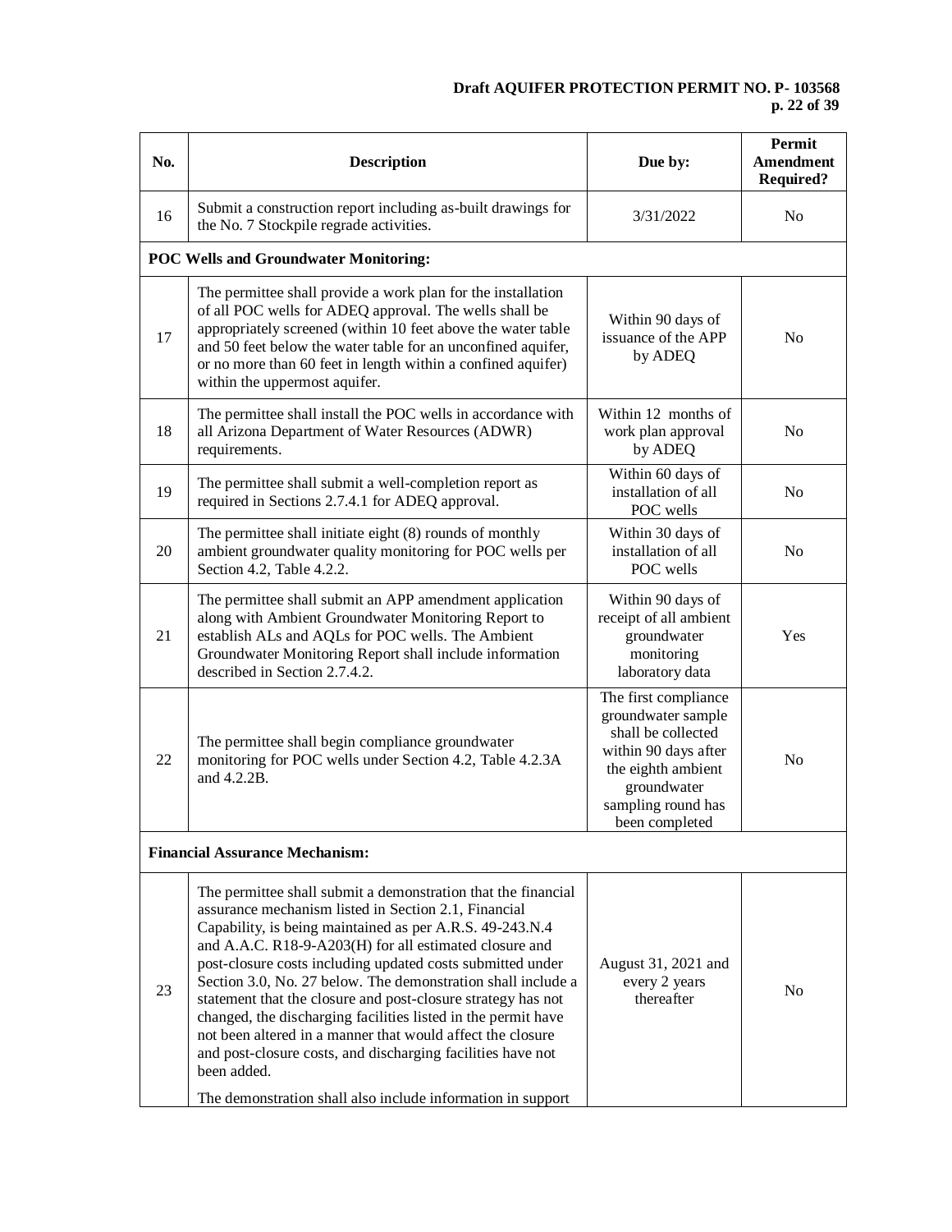| No. | Description | Due by: | Permit Amendment Required? |
|---|---|---|---|
| 16 | Submit a construction report including as-built drawings for the No. 7 Stockpile regrade activities. | 3/31/2022 | No |
| **POC Wells and Groundwater Monitoring:** | | | |
| 17 | The permittee shall provide a work plan for the installation of all POC wells for ADEQ approval. The wells shall be appropriately screened (within 10 feet above the water table and 50 feet below the water table for an unconfined aquifer, or no more than 60 feet in length within a confined aquifer) within the uppermost aquifer. | Within 90 days of issuance of the APP by ADEQ | No |
| 18 | The permittee shall install the POC wells in accordance with all Arizona Department of Water Resources (ADWR) requirements. | Within 12 months of work plan approval by ADEQ | No |
| 19 | The permittee shall submit a well-completion report as required in Sections 2.7.4.1 for ADEQ approval. | Within 60 days of installation of all POC wells | No |
| 20 | The permittee shall initiate eight (8) rounds of monthly ambient groundwater quality monitoring for POC wells per Section 4.2, Table 4.2.2. | Within 30 days of installation of all POC wells | No |
| 21 | The permittee shall submit an APP amendment application along with Ambient Groundwater Monitoring Report to establish ALs and AQLs for POC wells. The Ambient Groundwater Monitoring Report shall include information described in Section 2.7.4.2. | Within 90 days of receipt of all ambient groundwater monitoring laboratory data | Yes |
| 22 | The permittee shall begin compliance groundwater monitoring for POC wells under Section 4.2, Table 4.2.3A and 4.2.2B. | The first compliance groundwater sample shall be collected within 90 days after the eighth ambient groundwater sampling round has been completed | No |
| **Financial Assurance Mechanism:** | | | |
| 23 | The permittee shall submit a demonstration that the financial assurance mechanism listed in Section 2.1, Financial Capability, is being maintained as per A.R.S. 49-243.N.4 and A.A.C. R18-9-A203(H) for all estimated closure and post-closure costs including updated costs submitted under Section 3.0, No. 27 below. The demonstration shall include a statement that the closure and post-closure strategy has not changed, the discharging facilities listed in the permit have not been altered in a manner that would affect the closure and post-closure costs, and discharging facilities have not been added.<br><br>The demonstration shall also include information in support | August 31, 2021 and every 2 years thereafter | No |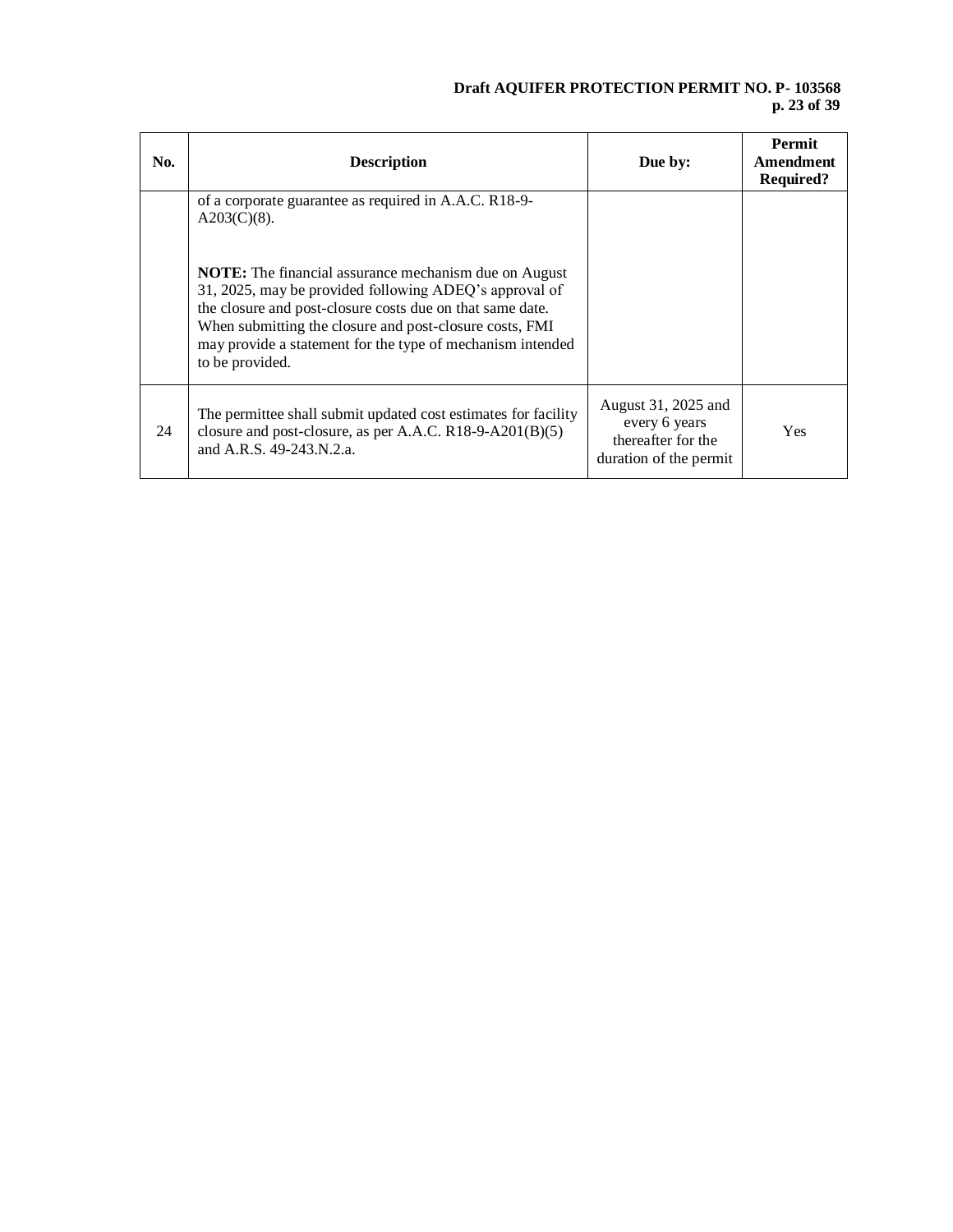| No. | Description | Due by: | Permit Amendment Required? |
|---|---|---|---|
| | of a corporate guarantee as required in A.A.C. R18-9-A203(C)(8).<br><br>**NOTE:** The financial assurance mechanism due on August 31, 2025, may be provided following ADEQ's approval of the closure and post-closure costs due on that same date. When submitting the closure and post-closure costs, FMI may provide a statement for the type of mechanism intended to be provided. | | |
| 24 | The permittee shall submit updated cost estimates for facility closure and post-closure, as per A.A.C. R18-9-A201(B)(5) and A.R.S. 49-243.N.2.a. | August 31, 2025 and every 6 years thereafter for the duration of the permit | Yes |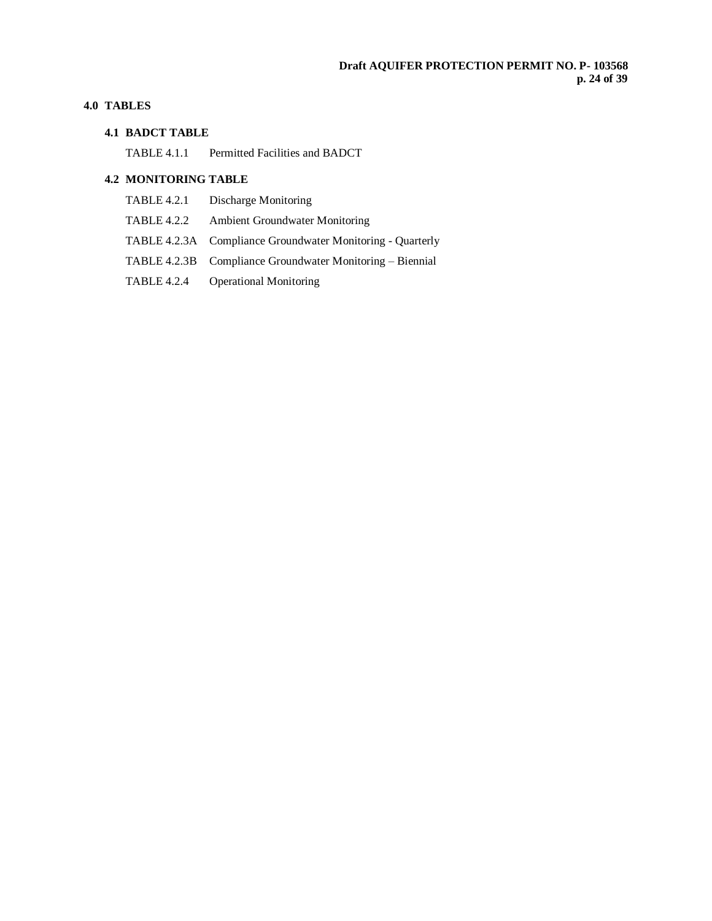# 4.0 TABLES

## 4.1 BADCT TABLE

TABLE 4.1.1 Permitted Facilities and BADCT

## 4.2 MONITORING TABLE

TABLE 4.2.1 Discharge Monitoring

TABLE 4.2.2 Ambient Groundwater Monitoring

TABLE 4.2.3A Compliance Groundwater Monitoring - Quarterly

TABLE 4.2.3B Compliance Groundwater Monitoring – Biennial

TABLE 4.2.4 Operational Monitoring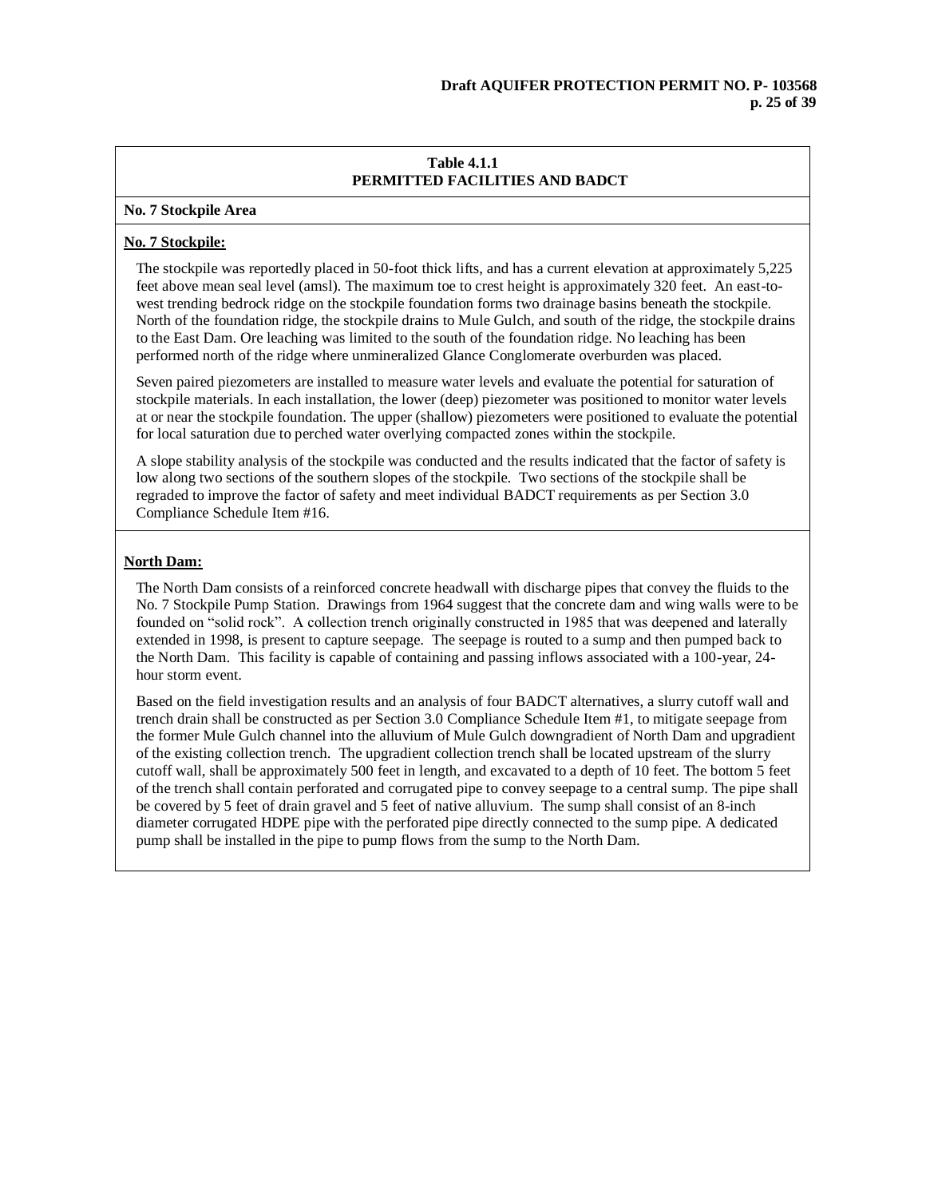**Table 4.1.1**
**PERMITTED FACILITIES AND BADCT**

**No. 7 Stockpile Area**

**No. 7 Stockpile:**

The stockpile was reportedly placed in 50-foot thick lifts, and has a current elevation at approximately 5,225 feet above mean seal level (amsl). The maximum toe to crest height is approximately 320 feet. An east-to-west trending bedrock ridge on the stockpile foundation forms two drainage basins beneath the stockpile. North of the foundation ridge, the stockpile drains to Mule Gulch, and south of the ridge, the stockpile drains to the East Dam. Ore leaching was limited to the south of the foundation ridge. No leaching has been performed north of the ridge where unmineralized Glance Conglomerate overburden was placed.

Seven paired piezometers are installed to measure water levels and evaluate the potential for saturation of stockpile materials. In each installation, the lower (deep) piezometer was positioned to monitor water levels at or near the stockpile foundation. The upper (shallow) piezometers were positioned to evaluate the potential for local saturation due to perched water overlying compacted zones within the stockpile.

A slope stability analysis of the stockpile was conducted and the results indicated that the factor of safety is low along two sections of the southern slopes of the stockpile. Two sections of the stockpile shall be regraded to improve the factor of safety and meet individual BADCT requirements as per Section 3.0 Compliance Schedule Item #16.

**North Dam:**

The North Dam consists of a reinforced concrete headwall with discharge pipes that convey the fluids to the No. 7 Stockpile Pump Station. Drawings from 1964 suggest that the concrete dam and wing walls were to be founded on "solid rock". A collection trench originally constructed in 1985 that was deepened and laterally extended in 1998, is present to capture seepage. The seepage is routed to a sump and then pumped back to the North Dam. This facility is capable of containing and passing inflows associated with a 100-year, 24-hour storm event.

Based on the field investigation results and an analysis of four BADCT alternatives, a slurry cutoff wall and trench drain shall be constructed as per Section 3.0 Compliance Schedule Item #1, to mitigate seepage from the former Mule Gulch channel into the alluvium of Mule Gulch downgradient of North Dam and upgradient of the existing collection trench. The upgradient collection trench shall be located upstream of the slurry cutoff wall, shall be approximately 500 feet in length, and excavated to a depth of 10 feet. The bottom 5 feet of the trench shall contain perforated and corrugated pipe to convey seepage to a central sump. The pipe shall be covered by 5 feet of drain gravel and 5 feet of native alluvium. The sump shall consist of an 8-inch diameter corrugated HDPE pipe with the perforated pipe directly connected to the sump pipe. A dedicated pump shall be installed in the pipe to pump flows from the sump to the North Dam.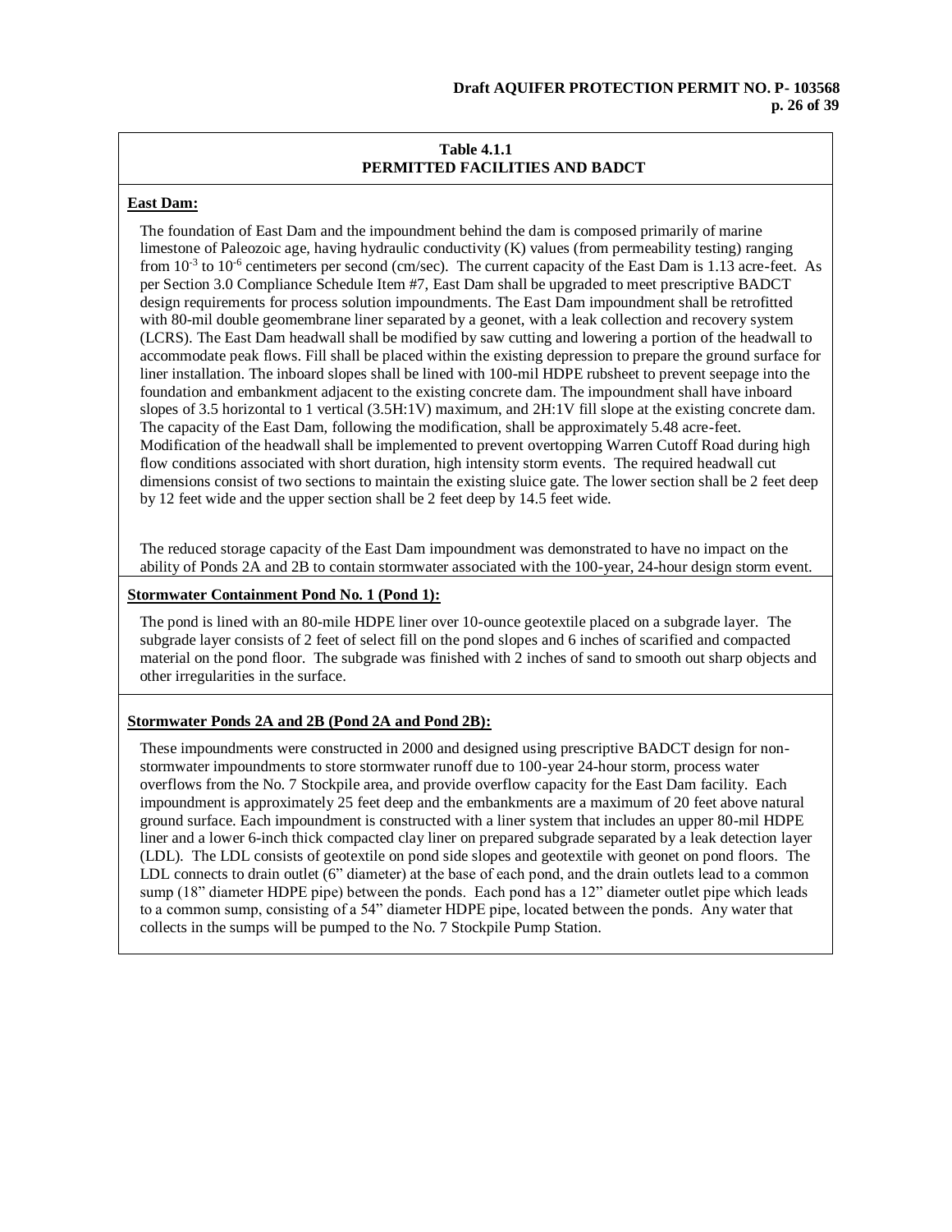**Table 4.1.1**
**PERMITTED FACILITIES AND BADCT**

**East Dam:**

The foundation of East Dam and the impoundment behind the dam is composed primarily of marine limestone of Paleozoic age, having hydraulic conductivity (K) values (from permeability testing) ranging from $10^{-3}$ to $10^{-6}$ centimeters per second (cm/sec). The current capacity of the East Dam is 1.13 acre-feet. As per Section 3.0 Compliance Schedule Item #7, East Dam shall be upgraded to meet prescriptive BADCT design requirements for process solution impoundments. The East Dam impoundment shall be retrofitted with 80-mil double geomembrane liner separated by a geonet, with a leak collection and recovery system (LCRS). The East Dam headwall shall be modified by saw cutting and lowering a portion of the headwall to accommodate peak flows. Fill shall be placed within the existing depression to prepare the ground surface for liner installation. The inboard slopes shall be lined with 100-mil HDPE rubsheet to prevent seepage into the foundation and embankment adjacent to the existing concrete dam. The impoundment shall have inboard slopes of 3.5 horizontal to 1 vertical (3.5H:1V) maximum, and 2H:1V fill slope at the existing concrete dam. The capacity of the East Dam, following the modification, shall be approximately 5.48 acre-feet. Modification of the headwall shall be implemented to prevent overtopping Warren Cutoff Road during high flow conditions associated with short duration, high intensity storm events. The required headwall cut dimensions consist of two sections to maintain the existing sluice gate. The lower section shall be 2 feet deep by 12 feet wide and the upper section shall be 2 feet deep by 14.5 feet wide.

The reduced storage capacity of the East Dam impoundment was demonstrated to have no impact on the ability of Ponds 2A and 2B to contain stormwater associated with the 100-year, 24-hour design storm event.

**Stormwater Containment Pond No. 1 (Pond 1):**

The pond is lined with an 80-mile HDPE liner over 10-ounce geotextile placed on a subgrade layer. The subgrade layer consists of 2 feet of select fill on the pond slopes and 6 inches of scarified and compacted material on the pond floor. The subgrade was finished with 2 inches of sand to smooth out sharp objects and other irregularities in the surface.

**Stormwater Ponds 2A and 2B (Pond 2A and Pond 2B):**

These impoundments were constructed in 2000 and designed using prescriptive BADCT design for non-stormwater impoundments to store stormwater runoff due to 100-year 24-hour storm, process water overflows from the No. 7 Stockpile area, and provide overflow capacity for the East Dam facility. Each impoundment is approximately 25 feet deep and the embankments are a maximum of 20 feet above natural ground surface. Each impoundment is constructed with a liner system that includes an upper 80-mil HDPE liner and a lower 6-inch thick compacted clay liner on prepared subgrade separated by a leak detection layer (LDL). The LDL consists of geotextile on pond side slopes and geotextile with geonet on pond floors. The LDL connects to drain outlet (6" diameter) at the base of each pond, and the drain outlets lead to a common sump (18" diameter HDPE pipe) between the ponds. Each pond has a 12" diameter outlet pipe which leads to a common sump, consisting of a 54" diameter HDPE pipe, located between the ponds. Any water that collects in the sumps will be pumped to the No. 7 Stockpile Pump Station.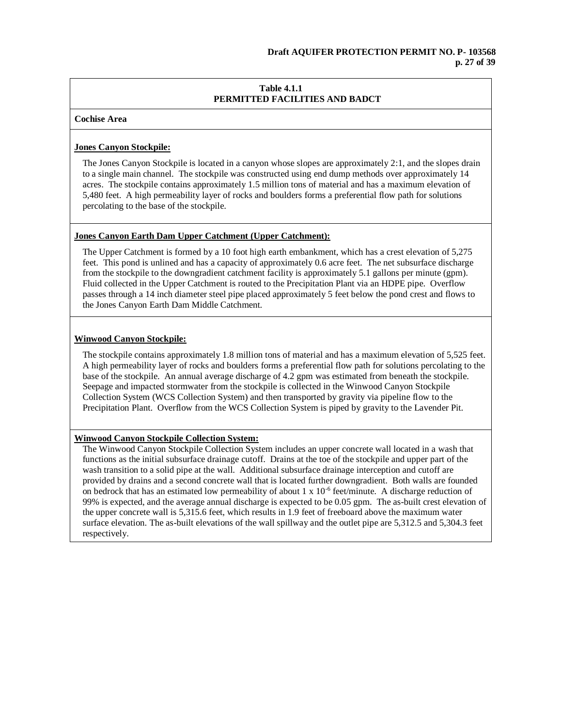### Table 4.1.1
### PERMITTED FACILITIES AND BADCT

**Cochise Area**

**Jones Canyon Stockpile:**

The Jones Canyon Stockpile is located in a canyon whose slopes are approximately 2:1, and the slopes drain to a single main channel. The stockpile was constructed using end dump methods over approximately 14 acres. The stockpile contains approximately 1.5 million tons of material and has a maximum elevation of 5,480 feet. A high permeability layer of rocks and boulders forms a preferential flow path for solutions percolating to the base of the stockpile.

**Jones Canyon Earth Dam Upper Catchment (Upper Catchment):**

The Upper Catchment is formed by a 10 foot high earth embankment, which has a crest elevation of 5,275 feet. This pond is unlined and has a capacity of approximately 0.6 acre feet. The net subsurface discharge from the stockpile to the downgradient catchment facility is approximately 5.1 gallons per minute (gpm). Fluid collected in the Upper Catchment is routed to the Precipitation Plant via an HDPE pipe. Overflow passes through a 14 inch diameter steel pipe placed approximately 5 feet below the pond crest and flows to the Jones Canyon Earth Dam Middle Catchment.

**Winwood Canyon Stockpile:**

The stockpile contains approximately 1.8 million tons of material and has a maximum elevation of 5,525 feet. A high permeability layer of rocks and boulders forms a preferential flow path for solutions percolating to the base of the stockpile. An annual average discharge of 4.2 gpm was estimated from beneath the stockpile. Seepage and impacted stormwater from the stockpile is collected in the Winwood Canyon Stockpile Collection System (WCS Collection System) and then transported by gravity via pipeline flow to the Precipitation Plant. Overflow from the WCS Collection System is piped by gravity to the Lavender Pit.

**Winwood Canyon Stockpile Collection System:**

The Winwood Canyon Stockpile Collection System includes an upper concrete wall located in a wash that functions as the initial subsurface drainage cutoff. Drains at the toe of the stockpile and upper part of the wash transition to a solid pipe at the wall. Additional subsurface drainage interception and cutoff are provided by drains and a second concrete wall that is located further downgradient. Both walls are founded on bedrock that has an estimated low permeability of about $1 \times 10^{-6}$ feet/minute. A discharge reduction of 99% is expected, and the average annual discharge is expected to be 0.05 gpm. The as-built crest elevation of the upper concrete wall is 5,315.6 feet, which results in 1.9 feet of freeboard above the maximum water surface elevation. The as-built elevations of the wall spillway and the outlet pipe are 5,312.5 and 5,304.3 feet respectively.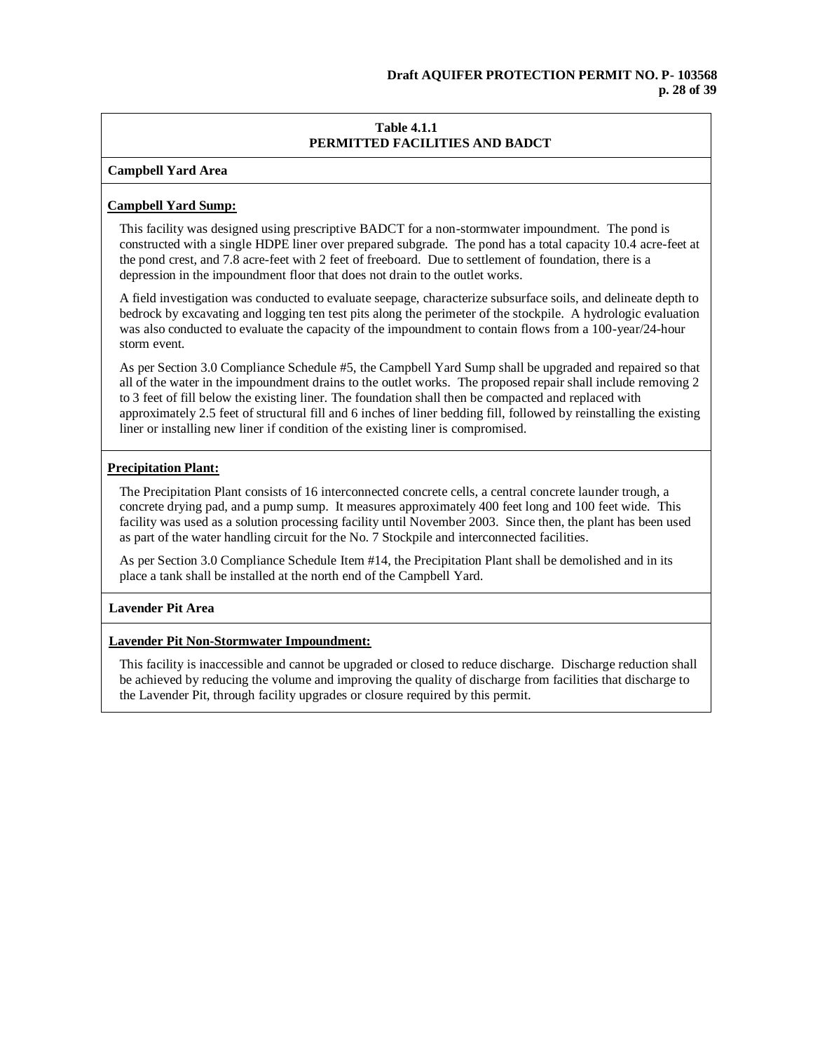**Table 4.1.1**
**PERMITTED FACILITIES AND BADCT**

**Campbell Yard Area**

**Campbell Yard Sump:**

This facility was designed using prescriptive BADCT for a non-stormwater impoundment. The pond is constructed with a single HDPE liner over prepared subgrade. The pond has a total capacity 10.4 acre-feet at the pond crest, and 7.8 acre-feet with 2 feet of freeboard. Due to settlement of foundation, there is a depression in the impoundment floor that does not drain to the outlet works.

A field investigation was conducted to evaluate seepage, characterize subsurface soils, and delineate depth to bedrock by excavating and logging ten test pits along the perimeter of the stockpile. A hydrologic evaluation was also conducted to evaluate the capacity of the impoundment to contain flows from a 100-year/24-hour storm event.

As per Section 3.0 Compliance Schedule #5, the Campbell Yard Sump shall be upgraded and repaired so that all of the water in the impoundment drains to the outlet works. The proposed repair shall include removing 2 to 3 feet of fill below the existing liner. The foundation shall then be compacted and replaced with approximately 2.5 feet of structural fill and 6 inches of liner bedding fill, followed by reinstalling the existing liner or installing new liner if condition of the existing liner is compromised.

**Precipitation Plant:**

The Precipitation Plant consists of 16 interconnected concrete cells, a central concrete launder trough, a concrete drying pad, and a pump sump. It measures approximately 400 feet long and 100 feet wide. This facility was used as a solution processing facility until November 2003. Since then, the plant has been used as part of the water handling circuit for the No. 7 Stockpile and interconnected facilities.

As per Section 3.0 Compliance Schedule Item #14, the Precipitation Plant shall be demolished and in its place a tank shall be installed at the north end of the Campbell Yard.

**Lavender Pit Area**

**Lavender Pit Non-Stormwater Impoundment:**

This facility is inaccessible and cannot be upgraded or closed to reduce discharge. Discharge reduction shall be achieved by reducing the volume and improving the quality of discharge from facilities that discharge to the Lavender Pit, through facility upgrades or closure required by this permit.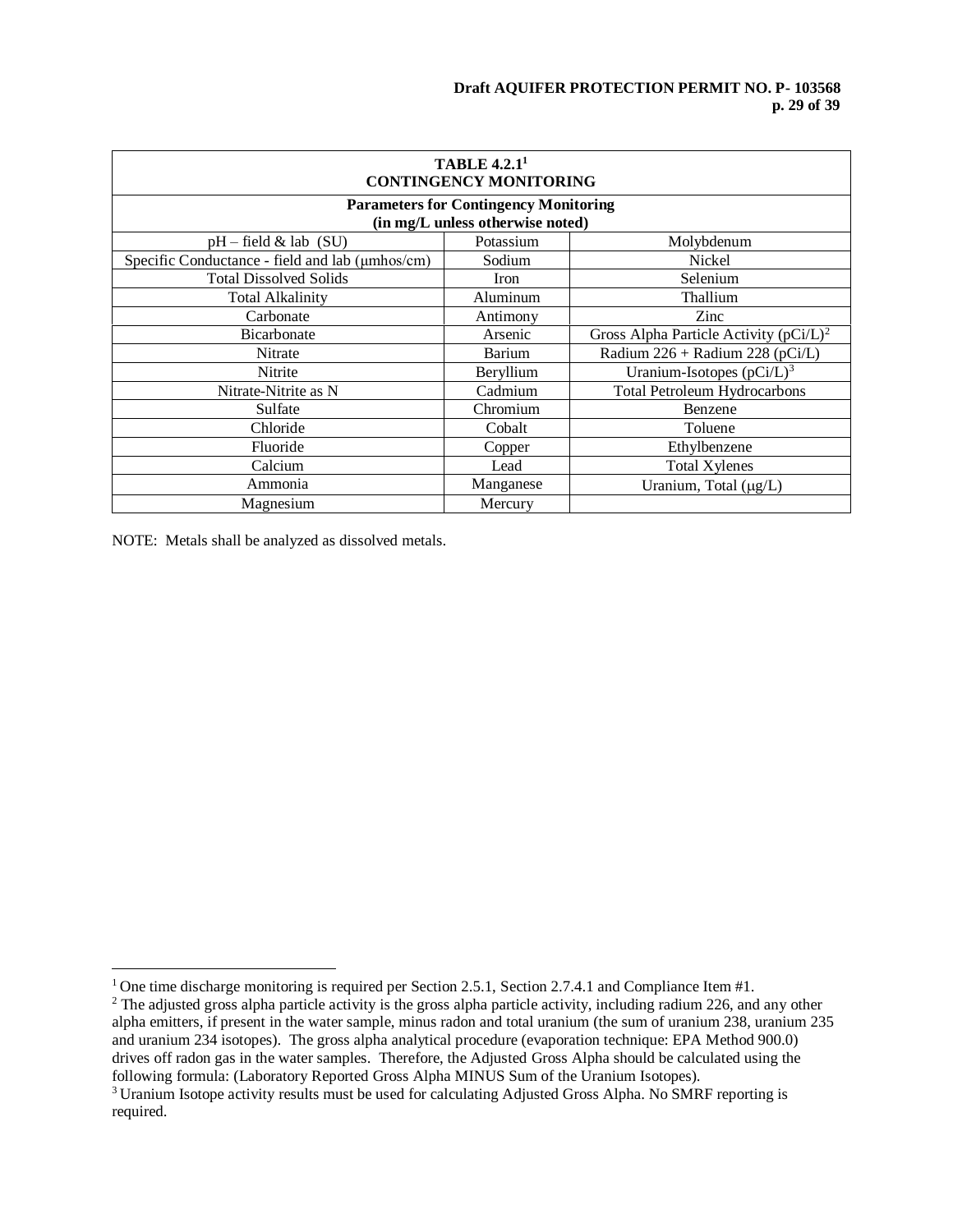| TABLE 4.2.1[1] CONTINGENCY MONITORING | | |
|---|---|---|
| **Parameters for Contingency Monitoring (in mg/L unless otherwise noted)** | | |
| pH – field & lab (SU) | Potassium | Molybdenum |
| Specific Conductance - field and lab (μmhos/cm) | Sodium | Nickel |
| Total Dissolved Solids | Iron | Selenium |
| Total Alkalinity | Aluminum | Thallium |
| Carbonate | Antimony | Zinc |
| Bicarbonate | Arsenic | Gross Alpha Particle Activity (pCi/L)[2] |
| Nitrate | Barium | Radium 226 + Radium 228 (pCi/L) |
| Nitrite | Beryllium | Uranium-Isotopes (pCi/L)[3] |
| Nitrate-Nitrite as N | Cadmium | Total Petroleum Hydrocarbons |
| Sulfate | Chromium | Benzene |
| Chloride | Cobalt | Toluene |
| Fluoride | Copper | Ethylbenzene |
| Calcium | Lead | Total Xylenes |
| Ammonia | Manganese | Uranium, Total (μg/L) |
| Magnesium | Mercury | |

NOTE: Metals shall be analyzed as dissolved metals.

[1] One time discharge monitoring is required per Section 2.5.1, Section 2.7.4.1 and Compliance Item #1.

[2] The adjusted gross alpha particle activity is the gross alpha particle activity, including radium 226, and any other alpha emitters, if present in the water sample, minus radon and total uranium (the sum of uranium 238, uranium 235 and uranium 234 isotopes). The gross alpha analytical procedure (evaporation technique: EPA Method 900.0) drives off radon gas in the water samples. Therefore, the Adjusted Gross Alpha should be calculated using the following formula: (Laboratory Reported Gross Alpha MINUS Sum of the Uranium Isotopes).

[3] Uranium Isotope activity results must be used for calculating Adjusted Gross Alpha. No SMRF reporting is required.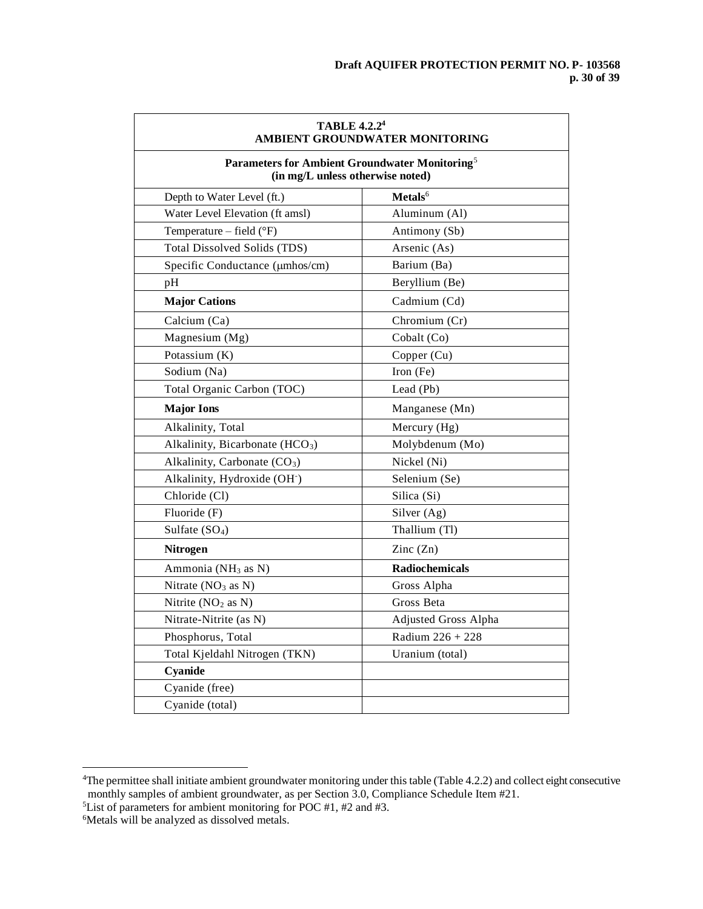| TABLE 4.2.2[4] AMBIENT GROUNDWATER MONITORING | |
|---|---|
| **Parameters for Ambient Groundwater Monitoring[5] (in mg/L unless otherwise noted)** | |
| Depth to Water Level (ft.) | **Metals[6]** |
| Water Level Elevation (ft amsl) | Aluminum (Al) |
| Temperature – field (°F) | Antimony (Sb) |
| Total Dissolved Solids (TDS) | Arsenic (As) |
| Specific Conductance (μmhos/cm) | Barium (Ba) |
| pH | Beryllium (Be) |
| **Major Cations** | Cadmium (Cd) |
| Calcium (Ca) | Chromium (Cr) |
| Magnesium (Mg) | Cobalt (Co) |
| Potassium (K) | Copper (Cu) |
| Sodium (Na) | Iron (Fe) |
| Total Organic Carbon (TOC) | Lead (Pb) |
| **Major Ions** | Manganese (Mn) |
| Alkalinity, Total | Mercury (Hg) |
| Alkalinity, Bicarbonate ($HCO_3$) | Molybdenum (Mo) |
| Alkalinity, Carbonate ($CO_3$) | Nickel (Ni) |
| Alkalinity, Hydroxide ($OH^-$) | Selenium (Se) |
| Chloride (Cl) | Silica (Si) |
| Fluoride (F) | Silver (Ag) |
| Sulfate ($SO_4$) | Thallium (Tl) |
| **Nitrogen** | Zinc (Zn) |
| Ammonia ($NH_3$ as N) | **Radiochemicals** |
| Nitrate ($NO_3$ as N) | Gross Alpha |
| Nitrite ($NO_2$ as N) | Gross Beta |
| Nitrate-Nitrite (as N) | Adjusted Gross Alpha |
| Phosphorus, Total | Radium 226 + 228 |
| Total Kjeldahl Nitrogen (TKN) | Uranium (total) |
| **Cyanide** | |
| Cyanide (free) | |
| Cyanide (total) | |

[4] The permittee shall initiate ambient groundwater monitoring under this table (Table 4.2.2) and collect eight consecutive monthly samples of ambient groundwater, as per Section 3.0, Compliance Schedule Item #21.

[5] List of parameters for ambient monitoring for POC #1, #2 and #3.

[6] Metals will be analyzed as dissolved metals.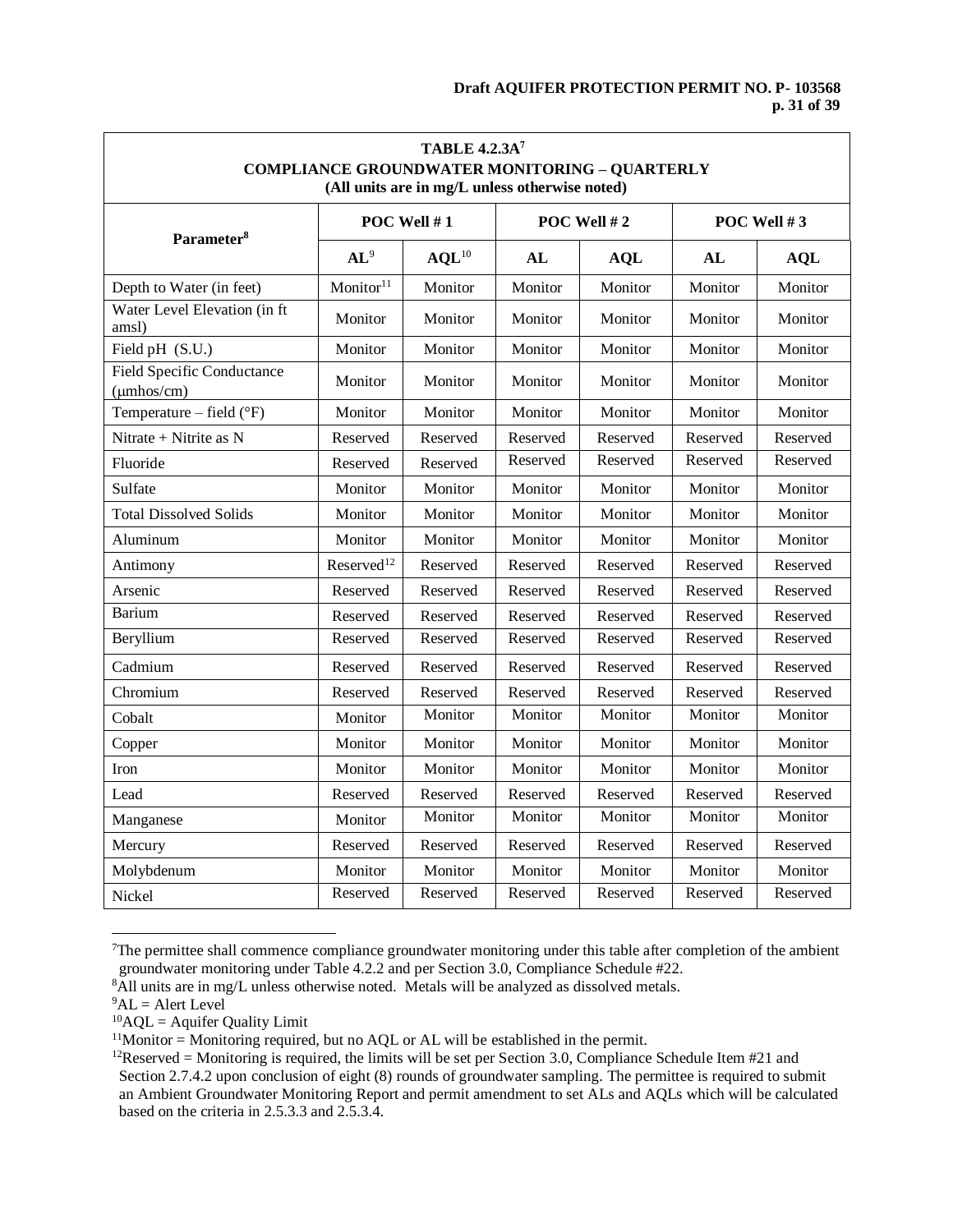**TABLE 4.2.3A[7]**
**COMPLIANCE GROUNDWATER MONITORING – QUARTERLY**
**(All units are in mg/L unless otherwise noted)**

| Parameter[8] | POC Well # 1 | | POC Well # 2 | | POC Well # 3 | |
|---|---|---|---|---|---|---|
| | AL[9] | AQL[10] | AL | AQL | AL | AQL |
| Depth to Water (in feet) | Monitor[11] | Monitor | Monitor | Monitor | Monitor | Monitor |
| Water Level Elevation (in ft amsl) | Monitor | Monitor | Monitor | Monitor | Monitor | Monitor |
| Field pH (S.U.) | Monitor | Monitor | Monitor | Monitor | Monitor | Monitor |
| Field Specific Conductance (μmhos/cm) | Monitor | Monitor | Monitor | Monitor | Monitor | Monitor |
| Temperature – field (°F) | Monitor | Monitor | Monitor | Monitor | Monitor | Monitor |
| Nitrate + Nitrite as N | Reserved | Reserved | Reserved | Reserved | Reserved | Reserved |
| Fluoride | Reserved | Reserved | Reserved | Reserved | Reserved | Reserved |
| Sulfate | Monitor | Monitor | Monitor | Monitor | Monitor | Monitor |
| Total Dissolved Solids | Monitor | Monitor | Monitor | Monitor | Monitor | Monitor |
| Aluminum | Monitor | Monitor | Monitor | Monitor | Monitor | Monitor |
| Antimony | Reserved[12] | Reserved | Reserved | Reserved | Reserved | Reserved |
| Arsenic | Reserved | Reserved | Reserved | Reserved | Reserved | Reserved |
| Barium | Reserved | Reserved | Reserved | Reserved | Reserved | Reserved |
| Beryllium | Reserved | Reserved | Reserved | Reserved | Reserved | Reserved |
| Cadmium | Reserved | Reserved | Reserved | Reserved | Reserved | Reserved |
| Chromium | Reserved | Reserved | Reserved | Reserved | Reserved | Reserved |
| Cobalt | Monitor | Monitor | Monitor | Monitor | Monitor | Monitor |
| Copper | Monitor | Monitor | Monitor | Monitor | Monitor | Monitor |
| Iron | Monitor | Monitor | Monitor | Monitor | Monitor | Monitor |
| Lead | Reserved | Reserved | Reserved | Reserved | Reserved | Reserved |
| Manganese | Monitor | Monitor | Monitor | Monitor | Monitor | Monitor |
| Mercury | Reserved | Reserved | Reserved | Reserved | Reserved | Reserved |
| Molybdenum | Monitor | Monitor | Monitor | Monitor | Monitor | Monitor |
| Nickel | Reserved | Reserved | Reserved | Reserved | Reserved | Reserved |

[7]The permittee shall commence compliance groundwater monitoring under this table after completion of the ambient groundwater monitoring under Table 4.2.2 and per Section 3.0, Compliance Schedule #22.

[8]All units are in mg/L unless otherwise noted. Metals will be analyzed as dissolved metals.

[9]AL = Alert Level

[10]AQL = Aquifer Quality Limit

[11]Monitor = Monitoring required, but no AQL or AL will be established in the permit.

[12]Reserved = Monitoring is required, the limits will be set per Section 3.0, Compliance Schedule Item #21 and Section 2.7.4.2 upon conclusion of eight (8) rounds of groundwater sampling. The permittee is required to submit an Ambient Groundwater Monitoring Report and permit amendment to set ALs and AQLs which will be calculated based on the criteria in 2.5.3.3 and 2.5.3.4.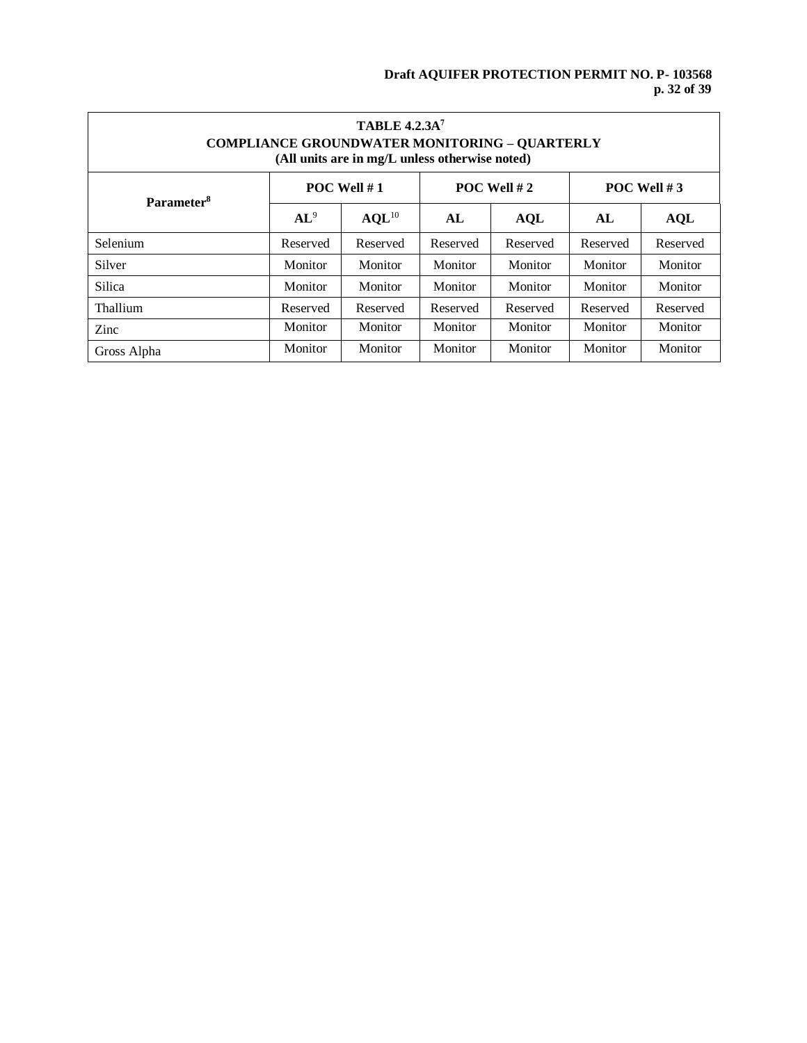**TABLE 4.2.3A[7]**
**COMPLIANCE GROUNDWATER MONITORING – QUARTERLY**
**(All units are in mg/L unless otherwise noted)**

| Parameter[8] | POC Well # 1 | | POC Well # 2 | | POC Well # 3 | |
|---|---|---|---|---|---|---|
| | AL[9] | AQL[10] | AL | AQL | AL | AQL |
| Selenium | Reserved | Reserved | Reserved | Reserved | Reserved | Reserved |
| Silver | Monitor | Monitor | Monitor | Monitor | Monitor | Monitor |
| Silica | Monitor | Monitor | Monitor | Monitor | Monitor | Monitor |
| Thallium | Reserved | Reserved | Reserved | Reserved | Reserved | Reserved |
| Zinc | Monitor | Monitor | Monitor | Monitor | Monitor | Monitor |
| Gross Alpha | Monitor | Monitor | Monitor | Monitor | Monitor | Monitor |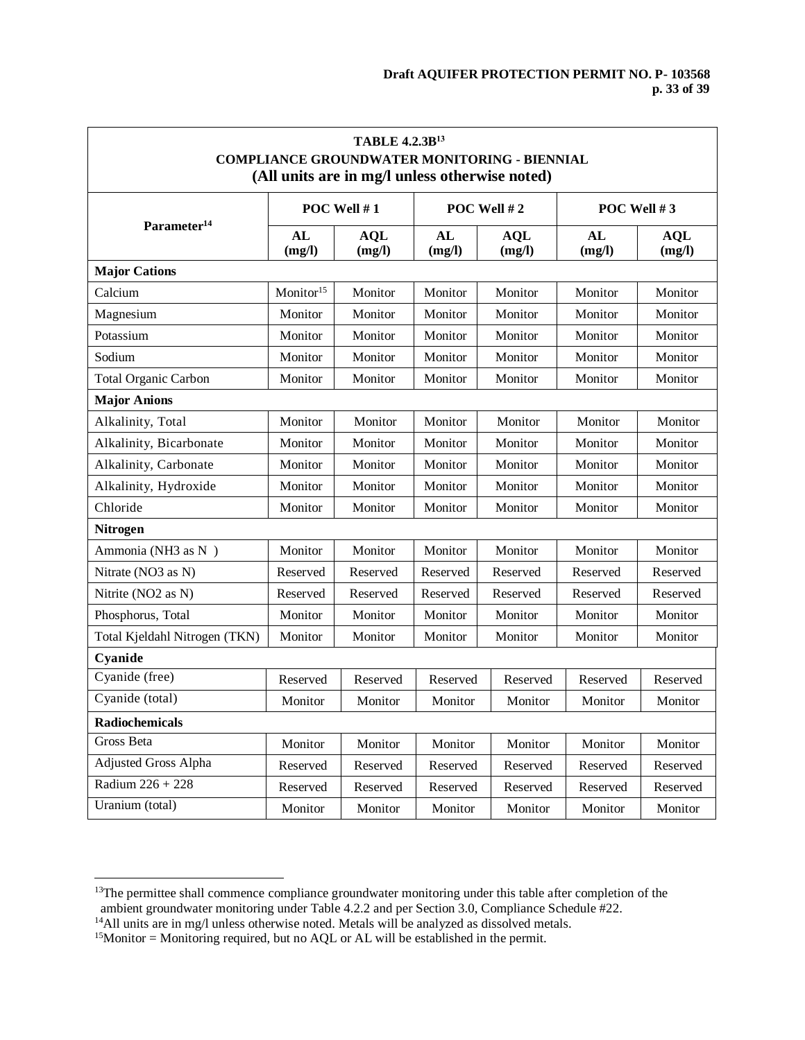| TABLE 4.2.3B[13] COMPLIANCE GROUNDWATER MONITORING - BIENNIAL (All units are in mg/l unless otherwise noted) | | | | | | |
|---|---|---|---|---|---|---|
| Parameter[14] | POC Well # 1 | | POC Well # 2 | | POC Well # 3 | |
| | AL (mg/l) | AQL (mg/l) | AL (mg/l) | AQL (mg/l) | AL (mg/l) | AQL (mg/l) |
| **Major Cations** | | | | | | |
| Calcium | Monitor[15] | Monitor | Monitor | Monitor | Monitor | Monitor |
| Magnesium | Monitor | Monitor | Monitor | Monitor | Monitor | Monitor |
| Potassium | Monitor | Monitor | Monitor | Monitor | Monitor | Monitor |
| Sodium | Monitor | Monitor | Monitor | Monitor | Monitor | Monitor |
| Total Organic Carbon | Monitor | Monitor | Monitor | Monitor | Monitor | Monitor |
| **Major Anions** | | | | | | |
| Alkalinity, Total | Monitor | Monitor | Monitor | Monitor | Monitor | Monitor |
| Alkalinity, Bicarbonate | Monitor | Monitor | Monitor | Monitor | Monitor | Monitor |
| Alkalinity, Carbonate | Monitor | Monitor | Monitor | Monitor | Monitor | Monitor |
| Alkalinity, Hydroxide | Monitor | Monitor | Monitor | Monitor | Monitor | Monitor |
| Chloride | Monitor | Monitor | Monitor | Monitor | Monitor | Monitor |
| **Nitrogen** | | | | | | |
| Ammonia (NH3 as N ) | Monitor | Monitor | Monitor | Monitor | Monitor | Monitor |
| Nitrate (NO3 as N) | Reserved | Reserved | Reserved | Reserved | Reserved | Reserved |
| Nitrite (NO2 as N) | Reserved | Reserved | Reserved | Reserved | Reserved | Reserved |
| Phosphorus, Total | Monitor | Monitor | Monitor | Monitor | Monitor | Monitor |
| Total Kjeldahl Nitrogen (TKN) | Monitor | Monitor | Monitor | Monitor | Monitor | Monitor |
| **Cyanide** | | | | | | |
| Cyanide (free) | Reserved | Reserved | Reserved | Reserved | Reserved | Reserved |
| Cyanide (total) | Monitor | Monitor | Monitor | Monitor | Monitor | Monitor |
| **Radiochemicals** | | | | | | |
| Gross Beta | Monitor | Monitor | Monitor | Monitor | Monitor | Monitor |
| Adjusted Gross Alpha | Reserved | Reserved | Reserved | Reserved | Reserved | Reserved |
| Radium 226 + 228 | Reserved | Reserved | Reserved | Reserved | Reserved | Reserved |
| Uranium (total) | Monitor | Monitor | Monitor | Monitor | Monitor | Monitor |

[13] The permittee shall commence compliance groundwater monitoring under this table after completion of the ambient groundwater monitoring under Table 4.2.2 and per Section 3.0, Compliance Schedule #22.

[14] All units are in mg/l unless otherwise noted. Metals will be analyzed as dissolved metals.

[15] Monitor = Monitoring required, but no AQL or AL will be established in the permit.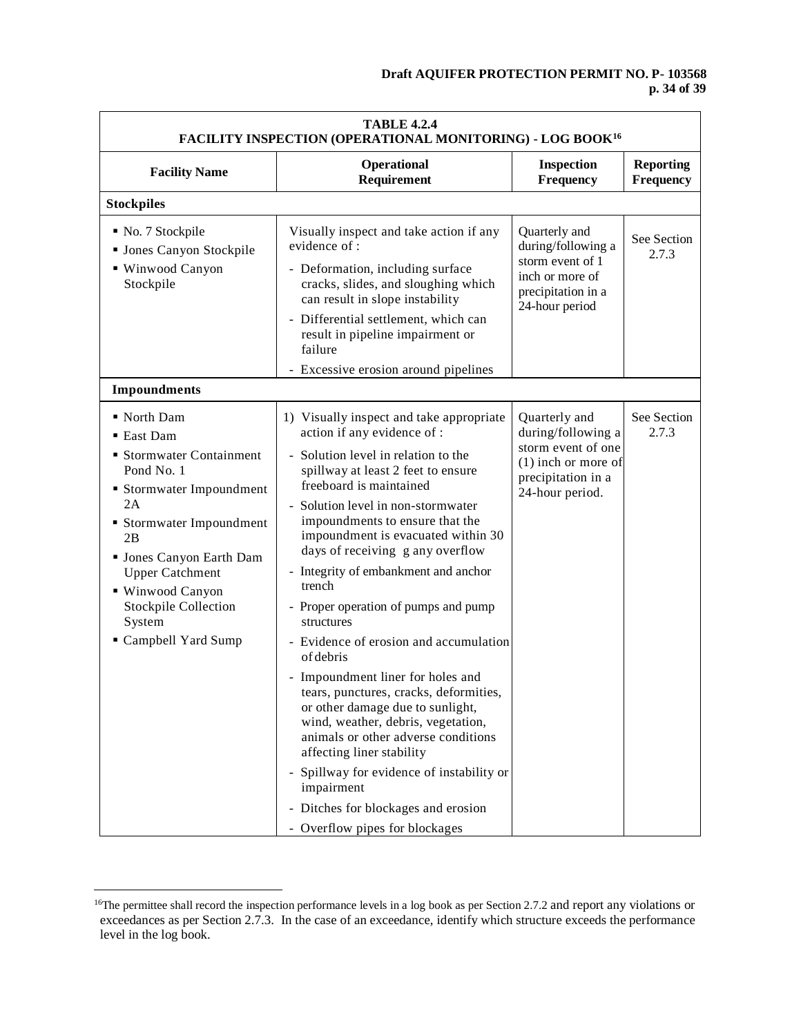| TABLE 4.2.4<br>FACILITY INSPECTION (OPERATIONAL MONITORING) - LOG BOOK[16] | | | |
|---|---|---|---|
| **Facility Name** | **Operational Requirement** | **Inspection Frequency** | **Reporting Frequency** |
| **Stockpiles** | | | |
| ▪ No. 7 Stockpile<br>▪ Jones Canyon Stockpile<br>▪ Winwood Canyon Stockpile | Visually inspect and take action if any evidence of :<br>- Deformation, including surface cracks, slides, and sloughing which can result in slope instability<br>- Differential settlement, which can result in pipeline impairment or failure<br>- Excessive erosion around pipelines | Quarterly and during/following a storm event of 1 inch or more of precipitation in a 24-hour period | See Section 2.7.3 |
| **Impoundments** | | | |
| ▪ North Dam<br>▪ East Dam<br>▪ Stormwater Containment Pond No. 1<br>▪ Stormwater Impoundment 2A<br>▪ Stormwater Impoundment 2B<br>▪ Jones Canyon Earth Dam Upper Catchment<br>▪ Winwood Canyon Stockpile Collection System<br>▪ Campbell Yard Sump | 1) Visually inspect and take appropriate action if any evidence of :<br>- Solution level in relation to the spillway at least 2 feet to ensure freeboard is maintained<br>- Solution level in non-stormwater impoundments to ensure that the impoundment is evacuated within 30 days of receiving g any overflow<br>- Integrity of embankment and anchor trench<br>- Proper operation of pumps and pump structures<br>- Evidence of erosion and accumulation of debris<br>- Impoundment liner for holes and tears, punctures, cracks, deformities, or other damage due to sunlight, wind, weather, debris, vegetation, animals or other adverse conditions affecting liner stability<br>- Spillway for evidence of instability or impairment<br>- Ditches for blockages and erosion<br>- Overflow pipes for blockages | Quarterly and during/following a storm event of one (1) inch or more of precipitation in a 24-hour period. | See Section 2.7.3 |

[16]The permittee shall record the inspection performance levels in a log book as per Section 2.7.2 and report any violations or exceedances as per Section 2.7.3. In the case of an exceedance, identify which structure exceeds the performance level in the log book.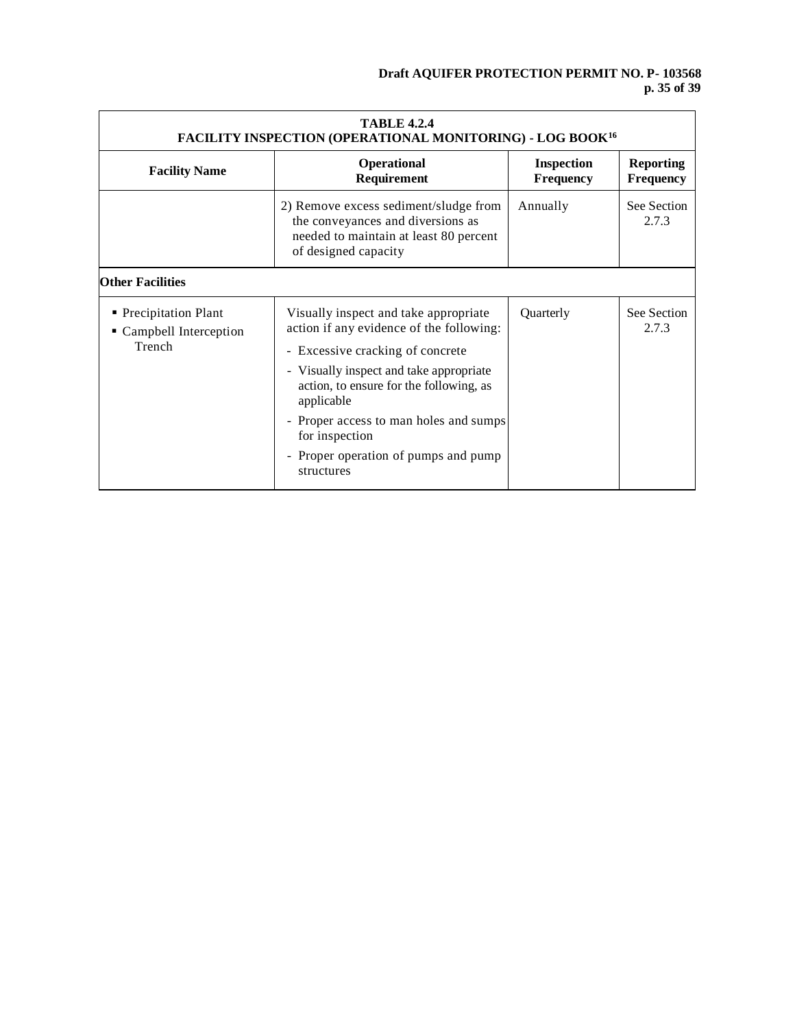| TABLE 4.2.4<br>FACILITY INSPECTION (OPERATIONAL MONITORING) - LOG BOOK[16] | | | |
|---|---|---|---|
| **Facility Name** | **Operational Requirement** | **Inspection Frequency** | **Reporting Frequency** |
| | 2) Remove excess sediment/sludge from the conveyances and diversions as needed to maintain at least 80 percent of designed capacity | Annually | See Section 2.7.3 |
| **Other Facilities** | | | |
| ▪ Precipitation Plant<br>▪ Campbell Interception Trench | Visually inspect and take appropriate action if any evidence of the following:<br>- Excessive cracking of concrete<br>- Visually inspect and take appropriate action, to ensure for the following, as applicable<br>- Proper access to man holes and sumps for inspection<br>- Proper operation of pumps and pump structures | Quarterly | See Section 2.7.3 |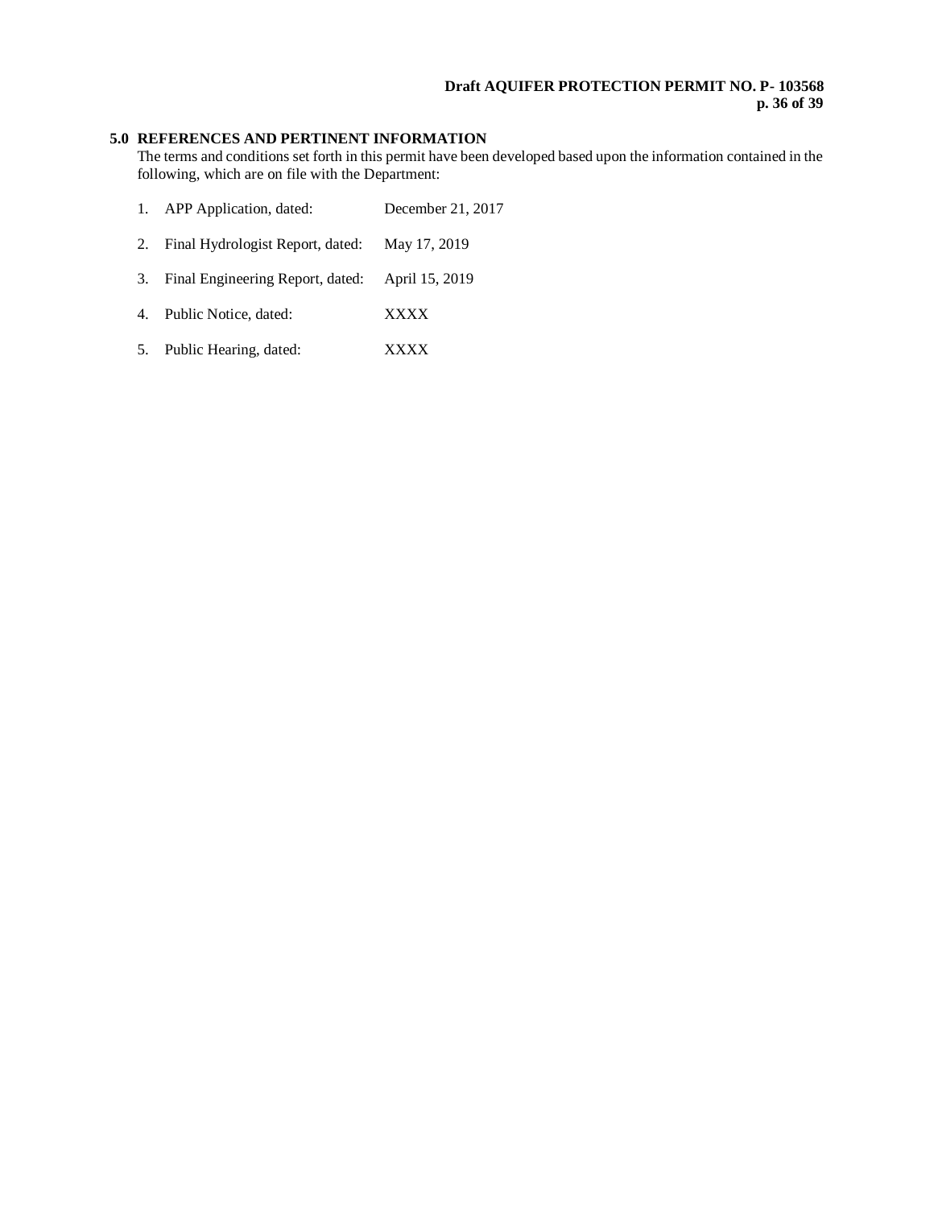## 5.0 REFERENCES AND PERTINENT INFORMATION

The terms and conditions set forth in this permit have been developed based upon the information contained in the following, which are on file with the Department:

1. APP Application, dated: December 21, 2017
2. Final Hydrologist Report, dated: May 17, 2019
3. Final Engineering Report, dated: April 15, 2019
4. Public Notice, dated: XXXX
5. Public Hearing, dated: XXXX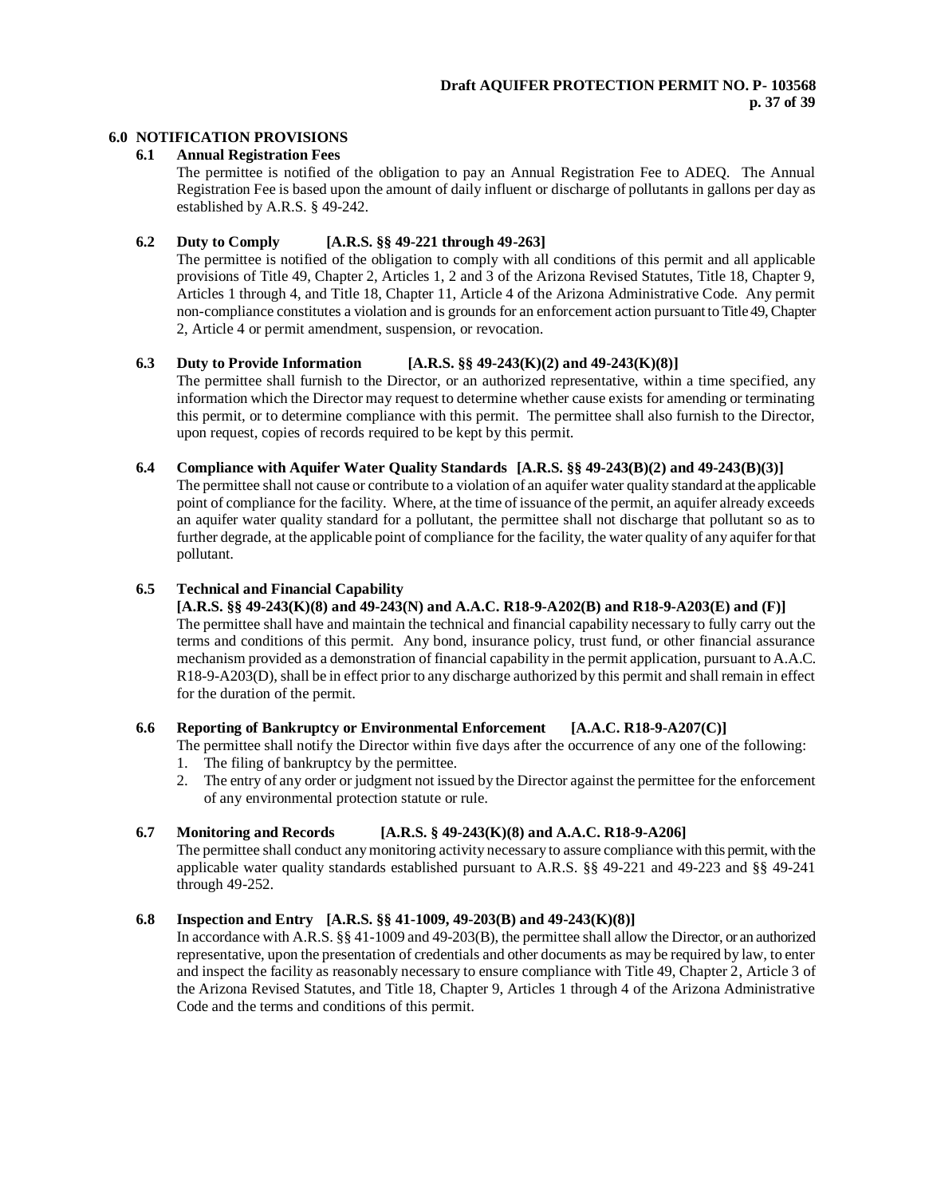## 6.0 NOTIFICATION PROVISIONS

### 6.1 Annual Registration Fees

The permittee is notified of the obligation to pay an Annual Registration Fee to ADEQ. The Annual Registration Fee is based upon the amount of daily influent or discharge of pollutants in gallons per day as established by A.R.S. § 49-242.

### 6.2 Duty to Comply [A.R.S. §§ 49-221 through 49-263]

The permittee is notified of the obligation to comply with all conditions of this permit and all applicable provisions of Title 49, Chapter 2, Articles 1, 2 and 3 of the Arizona Revised Statutes, Title 18, Chapter 9, Articles 1 through 4, and Title 18, Chapter 11, Article 4 of the Arizona Administrative Code. Any permit non-compliance constitutes a violation and is grounds for an enforcement action pursuant to Title 49, Chapter 2, Article 4 or permit amendment, suspension, or revocation.

### 6.3 Duty to Provide Information [A.R.S. §§ 49-243(K)(2) and 49-243(K)(8)]

The permittee shall furnish to the Director, or an authorized representative, within a time specified, any information which the Director may request to determine whether cause exists for amending or terminating this permit, or to determine compliance with this permit. The permittee shall also furnish to the Director, upon request, copies of records required to be kept by this permit.

### 6.4 Compliance with Aquifer Water Quality Standards [A.R.S. §§ 49-243(B)(2) and 49-243(B)(3)]

The permittee shall not cause or contribute to a violation of an aquifer water quality standard at the applicable point of compliance for the facility. Where, at the time of issuance of the permit, an aquifer already exceeds an aquifer water quality standard for a pollutant, the permittee shall not discharge that pollutant so as to further degrade, at the applicable point of compliance for the facility, the water quality of any aquifer for that pollutant.

### 6.5 Technical and Financial Capability [A.R.S. §§ 49-243(K)(8) and 49-243(N) and A.A.C. R18-9-A202(B) and R18-9-A203(E) and (F)]

The permittee shall have and maintain the technical and financial capability necessary to fully carry out the terms and conditions of this permit. Any bond, insurance policy, trust fund, or other financial assurance mechanism provided as a demonstration of financial capability in the permit application, pursuant to A.A.C. R18-9-A203(D), shall be in effect prior to any discharge authorized by this permit and shall remain in effect for the duration of the permit.

### 6.6 Reporting of Bankruptcy or Environmental Enforcement [A.A.C. R18-9-A207(C)]

The permittee shall notify the Director within five days after the occurrence of any one of the following:

1. The filing of bankruptcy by the permittee.
2. The entry of any order or judgment not issued by the Director against the permittee for the enforcement of any environmental protection statute or rule.

### 6.7 Monitoring and Records [A.R.S. § 49-243(K)(8) and A.A.C. R18-9-A206]

The permittee shall conduct any monitoring activity necessary to assure compliance with this permit, with the applicable water quality standards established pursuant to A.R.S. §§ 49-221 and 49-223 and §§ 49-241 through 49-252.

### 6.8 Inspection and Entry [A.R.S. §§ 41-1009, 49-203(B) and 49-243(K)(8)]

In accordance with A.R.S. §§ 41-1009 and 49-203(B), the permittee shall allow the Director, or an authorized representative, upon the presentation of credentials and other documents as may be required by law, to enter and inspect the facility as reasonably necessary to ensure compliance with Title 49, Chapter 2, Article 3 of the Arizona Revised Statutes, and Title 18, Chapter 9, Articles 1 through 4 of the Arizona Administrative Code and the terms and conditions of this permit.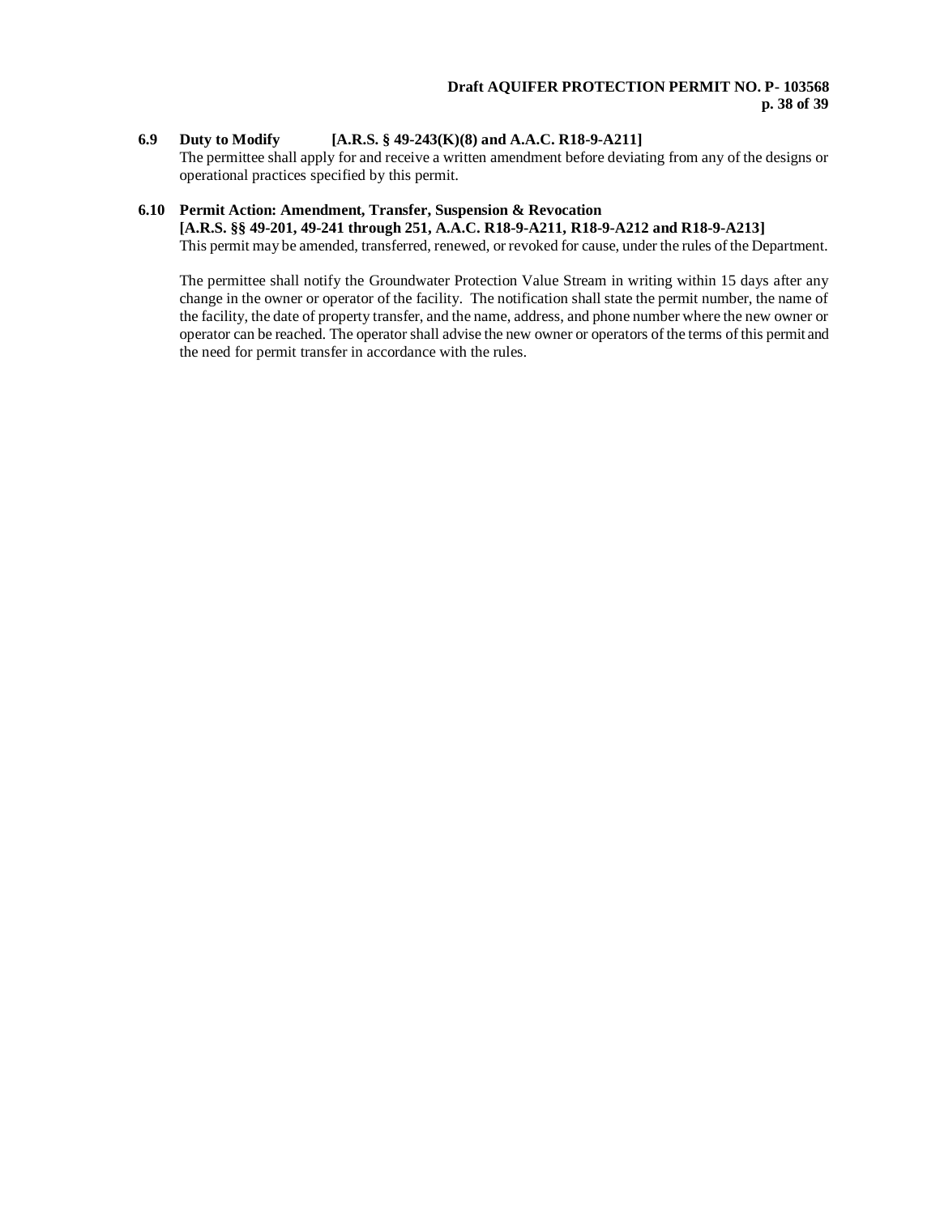### 6.9 Duty to Modify [A.R.S. § 49-243(K)(8) and A.A.C. R18-9-A211]

The permittee shall apply for and receive a written amendment before deviating from any of the designs or operational practices specified by this permit.

### 6.10 Permit Action: Amendment, Transfer, Suspension & Revocation [A.R.S. §§ 49-201, 49-241 through 251, A.A.C. R18-9-A211, R18-9-A212 and R18-9-A213]

This permit may be amended, transferred, renewed, or revoked for cause, under the rules of the Department.

The permittee shall notify the Groundwater Protection Value Stream in writing within 15 days after any change in the owner or operator of the facility. The notification shall state the permit number, the name of the facility, the date of property transfer, and the name, address, and phone number where the new owner or operator can be reached. The operator shall advise the new owner or operators of the terms of this permit and the need for permit transfer in accordance with the rules.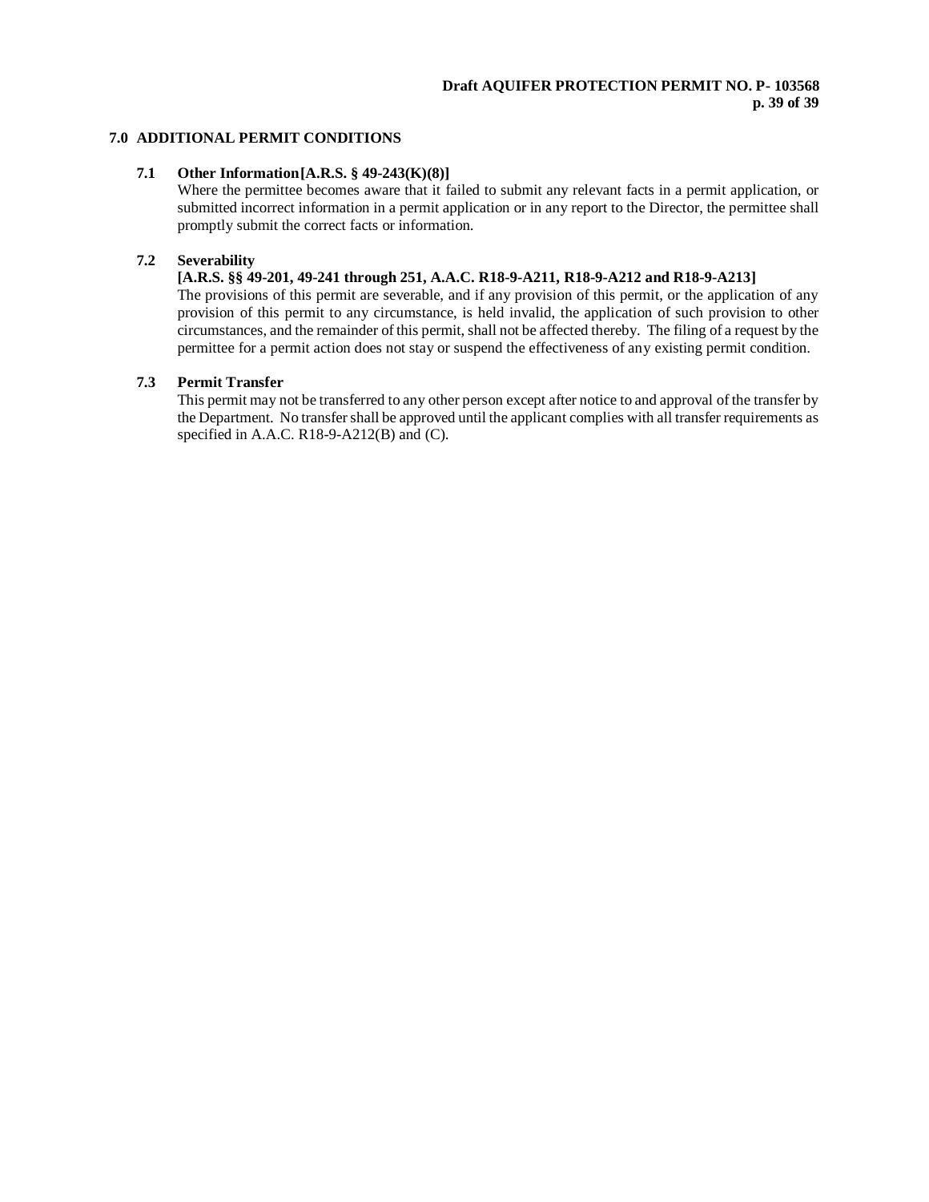## 7.0 ADDITIONAL PERMIT CONDITIONS

### 7.1 Other Information[A.R.S. § 49-243(K)(8)]

Where the permittee becomes aware that it failed to submit any relevant facts in a permit application, or submitted incorrect information in a permit application or in any report to the Director, the permittee shall promptly submit the correct facts or information.

### 7.2 Severability

**[A.R.S. §§ 49-201, 49-241 through 251, A.A.C. R18-9-A211, R18-9-A212 and R18-9-A213]**

The provisions of this permit are severable, and if any provision of this permit, or the application of any provision of this permit to any circumstance, is held invalid, the application of such provision to other circumstances, and the remainder of this permit, shall not be affected thereby. The filing of a request by the permittee for a permit action does not stay or suspend the effectiveness of any existing permit condition.

### 7.3 Permit Transfer

This permit may not be transferred to any other person except after notice to and approval of the transfer by the Department. No transfer shall be approved until the applicant complies with all transfer requirements as specified in A.A.C. R18-9-A212(B) and (C).